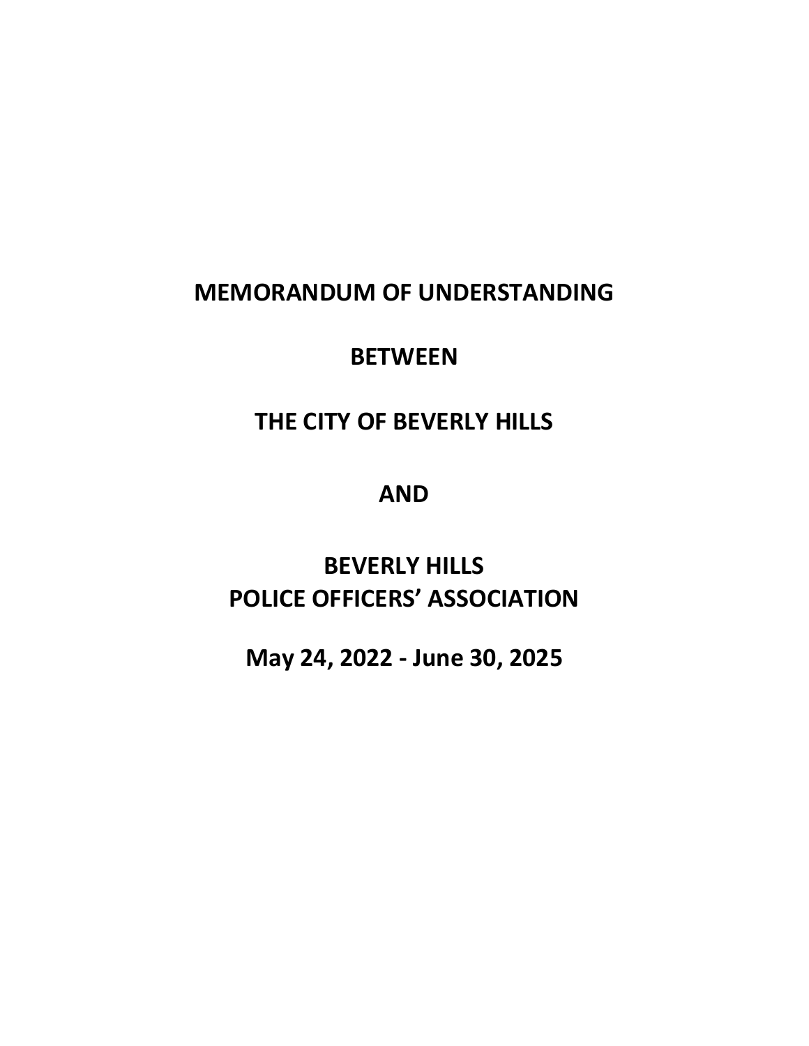# MEMORANDUM OF UNDERSTANDING

# BETWEEN

# THE CITY OF BEVERLY HILLS

# AND

# BEVERLY HILLS
# POLICE OFFICERS' ASSOCIATION

# May 24, 2022 - June 30, 2025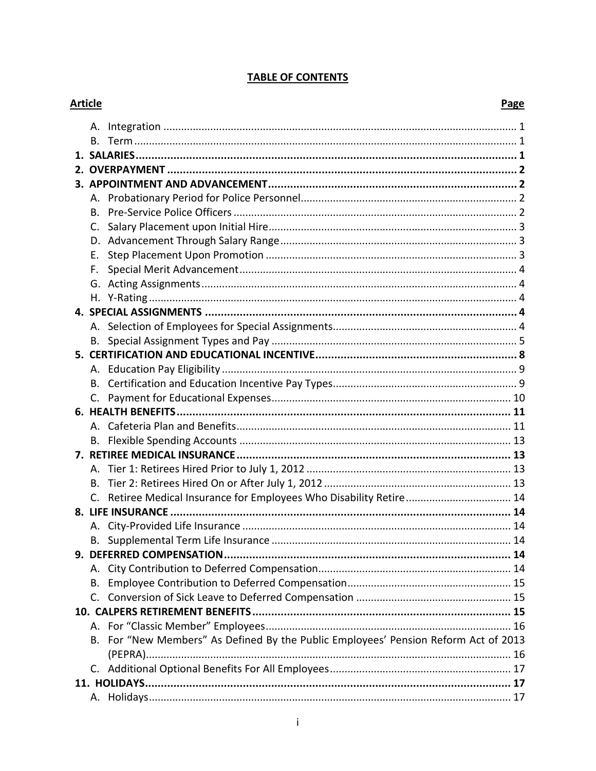# TABLE OF CONTENTS

| Article | Page |
| --- | --- |
| A. Integration | 1 |
| B. Term | 1 |
| **1. SALARIES** | **1** |
| **2. OVERPAYMENT** | **2** |
| **3. APPOINTMENT AND ADVANCEMENT** | **2** |
| A. Probationary Period for Police Personnel | 2 |
| B. Pre-Service Police Officers | 2 |
| C. Salary Placement upon Initial Hire | 3 |
| D. Advancement Through Salary Range | 3 |
| E. Step Placement Upon Promotion | 3 |
| F. Special Merit Advancement | 4 |
| G. Acting Assignments | 4 |
| H. Y-Rating | 4 |
| **4. SPECIAL ASSIGNMENTS** | **4** |
| A. Selection of Employees for Special Assignments | 4 |
| B. Special Assignment Types and Pay | 5 |
| **5. CERTIFICATION AND EDUCATIONAL INCENTIVE** | **8** |
| A. Education Pay Eligibility | 9 |
| B. Certification and Education Incentive Pay Types | 9 |
| C. Payment for Educational Expenses | 10 |
| **6. HEALTH BENEFITS** | **11** |
| A. Cafeteria Plan and Benefits | 11 |
| B. Flexible Spending Accounts | 13 |
| **7. RETIREE MEDICAL INSURANCE** | **13** |
| A. Tier 1: Retirees Hired Prior to July 1, 2012 | 13 |
| B. Tier 2: Retirees Hired On or After July 1, 2012 | 13 |
| C. Retiree Medical Insurance for Employees Who Disability Retire | 14 |
| **8. LIFE INSURANCE** | **14** |
| A. City-Provided Life Insurance | 14 |
| B. Supplemental Term Life Insurance | 14 |
| **9. DEFERRED COMPENSATION** | **14** |
| A. City Contribution to Deferred Compensation | 14 |
| B. Employee Contribution to Deferred Compensation | 15 |
| C. Conversion of Sick Leave to Deferred Compensation | 15 |
| **10. CALPERS RETIREMENT BENEFITS** | **15** |
| A. For "Classic Member" Employees | 16 |
| B. For "New Members" As Defined By the Public Employees' Pension Reform Act of 2013 (PEPRA) | 16 |
| C. Additional Optional Benefits For All Employees | 17 |
| **11. HOLIDAYS** | **17** |
| A. Holidays | 17 |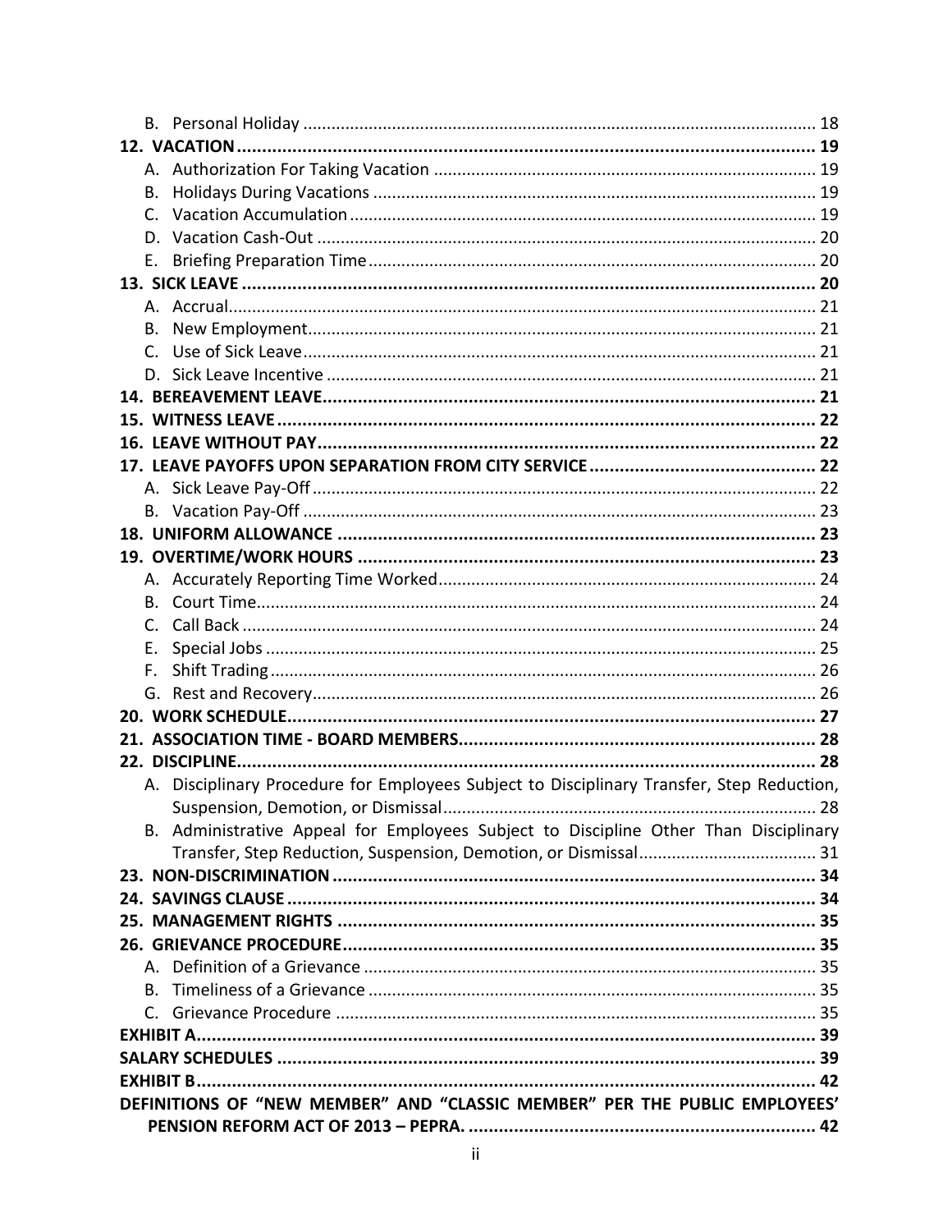B. Personal Holiday ............................................................................................................ 18

**12. VACATION ..................................................................................................................... 19**

A. Authorization For Taking Vacation ................................................................................ 19

B. Holidays During Vacations ............................................................................................. 19

C. Vacation Accumulation .................................................................................................. 19

D. Vacation Cash-Out ......................................................................................................... 20

E. Briefing Preparation Time .............................................................................................. 20

**13. SICK LEAVE .................................................................................................................... 20**

A. Accrual ............................................................................................................................ 21

B. New Employment ............................................................................................................ 21

C. Use of Sick Leave ............................................................................................................. 21

D. Sick Leave Incentive ........................................................................................................ 21

**14. BEREAVEMENT LEAVE .................................................................................................... 21**

**15. WITNESS LEAVE .............................................................................................................. 22**

**16. LEAVE WITHOUT PAY ...................................................................................................... 22**

**17. LEAVE PAYOFFS UPON SEPARATION FROM CITY SERVICE ............................................. 22**

A. Sick Leave Pay-Off ........................................................................................................... 22

B. Vacation Pay-Off ............................................................................................................. 23

**18. UNIFORM ALLOWANCE ................................................................................................. 23**

**19. OVERTIME/WORK HOURS ............................................................................................. 23**

A. Accurately Reporting Time Worked ................................................................................ 24

B. Court Time ....................................................................................................................... 24

C. Call Back .......................................................................................................................... 24

E. Special Jobs ..................................................................................................................... 25

F. Shift Trading .................................................................................................................... 26

G. Rest and Recovery ........................................................................................................... 26

**20. WORK SCHEDULE ........................................................................................................... 27**

**21. ASSOCIATION TIME - BOARD MEMBERS ........................................................................ 28**

**22. DISCIPLINE ...................................................................................................................... 28**

A. Disciplinary Procedure for Employees Subject to Disciplinary Transfer, Step Reduction, Suspension, Demotion, or Dismissal ............................................................................... 28

B. Administrative Appeal for Employees Subject to Discipline Other Than Disciplinary Transfer, Step Reduction, Suspension, Demotion, or Dismissal ...................................... 31

**23. NON-DISCRIMINATION ................................................................................................. 34**

**24. SAVINGS CLAUSE ........................................................................................................... 34**

**25. MANAGEMENT RIGHTS ................................................................................................. 35**

**26. GRIEVANCE PROCEDURE ................................................................................................ 35**

A. Definition of a Grievance ................................................................................................ 35

B. Timeliness of a Grievance ............................................................................................... 35

C. Grievance Procedure ...................................................................................................... 35

**EXHIBIT A ............................................................................................................................. 39**

**SALARY SCHEDULES ............................................................................................................. 39**

**EXHIBIT B ............................................................................................................................. 42**

**DEFINITIONS OF "NEW MEMBER" AND "CLASSIC MEMBER" PER THE PUBLIC EMPLOYEES' PENSION REFORM ACT OF 2013 – PEPRA. ...................................................................... 42**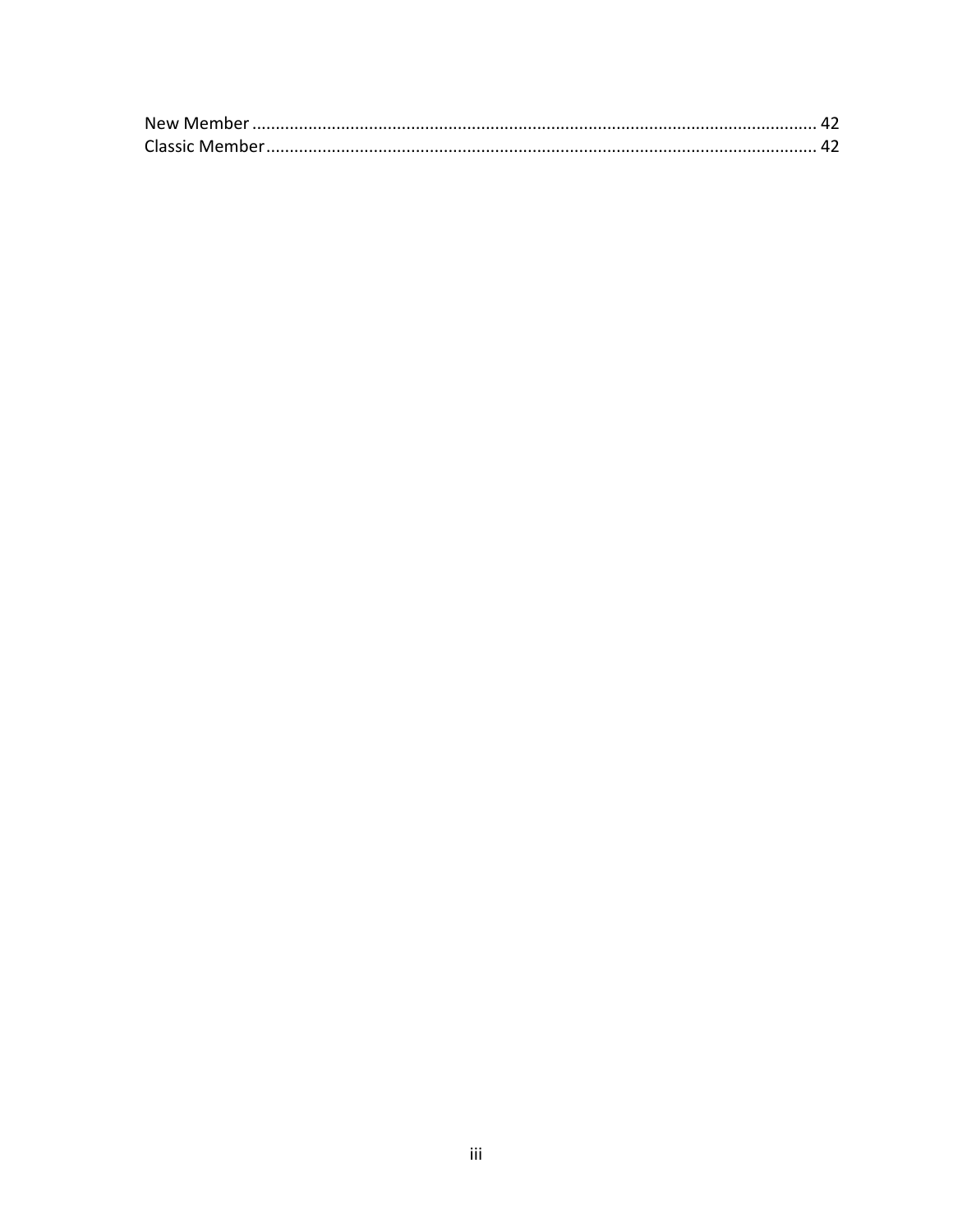New Member ........................................................................................................................ 42
Classic Member..................................................................................................................... 42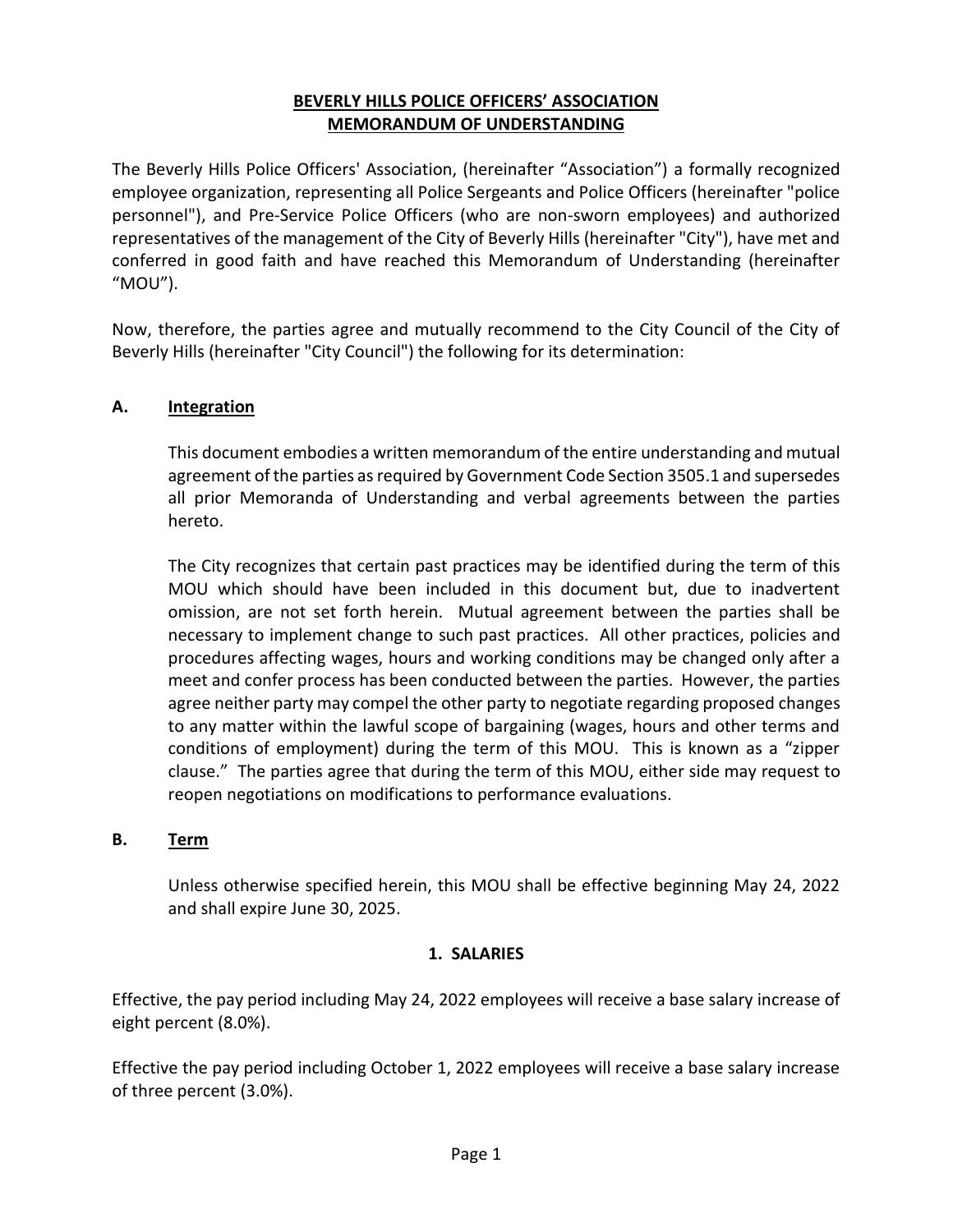# BEVERLY HILLS POLICE OFFICERS' ASSOCIATION
# MEMORANDUM OF UNDERSTANDING

The Beverly Hills Police Officers' Association, (hereinafter "Association") a formally recognized employee organization, representing all Police Sergeants and Police Officers (hereinafter "police personnel"), and Pre-Service Police Officers (who are non-sworn employees) and authorized representatives of the management of the City of Beverly Hills (hereinafter "City"), have met and conferred in good faith and have reached this Memorandum of Understanding (hereinafter "MOU").

Now, therefore, the parties agree and mutually recommend to the City Council of the City of Beverly Hills (hereinafter "City Council") the following for its determination:

## A. Integration

This document embodies a written memorandum of the entire understanding and mutual agreement of the parties as required by Government Code Section 3505.1 and supersedes all prior Memoranda of Understanding and verbal agreements between the parties hereto.

The City recognizes that certain past practices may be identified during the term of this MOU which should have been included in this document but, due to inadvertent omission, are not set forth herein. Mutual agreement between the parties shall be necessary to implement change to such past practices. All other practices, policies and procedures affecting wages, hours and working conditions may be changed only after a meet and confer process has been conducted between the parties. However, the parties agree neither party may compel the other party to negotiate regarding proposed changes to any matter within the lawful scope of bargaining (wages, hours and other terms and conditions of employment) during the term of this MOU. This is known as a "zipper clause." The parties agree that during the term of this MOU, either side may request to reopen negotiations on modifications to performance evaluations.

## B. Term

Unless otherwise specified herein, this MOU shall be effective beginning May 24, 2022 and shall expire June 30, 2025.

## 1. SALARIES

Effective, the pay period including May 24, 2022 employees will receive a base salary increase of eight percent (8.0%).

Effective the pay period including October 1, 2022 employees will receive a base salary increase of three percent (3.0%).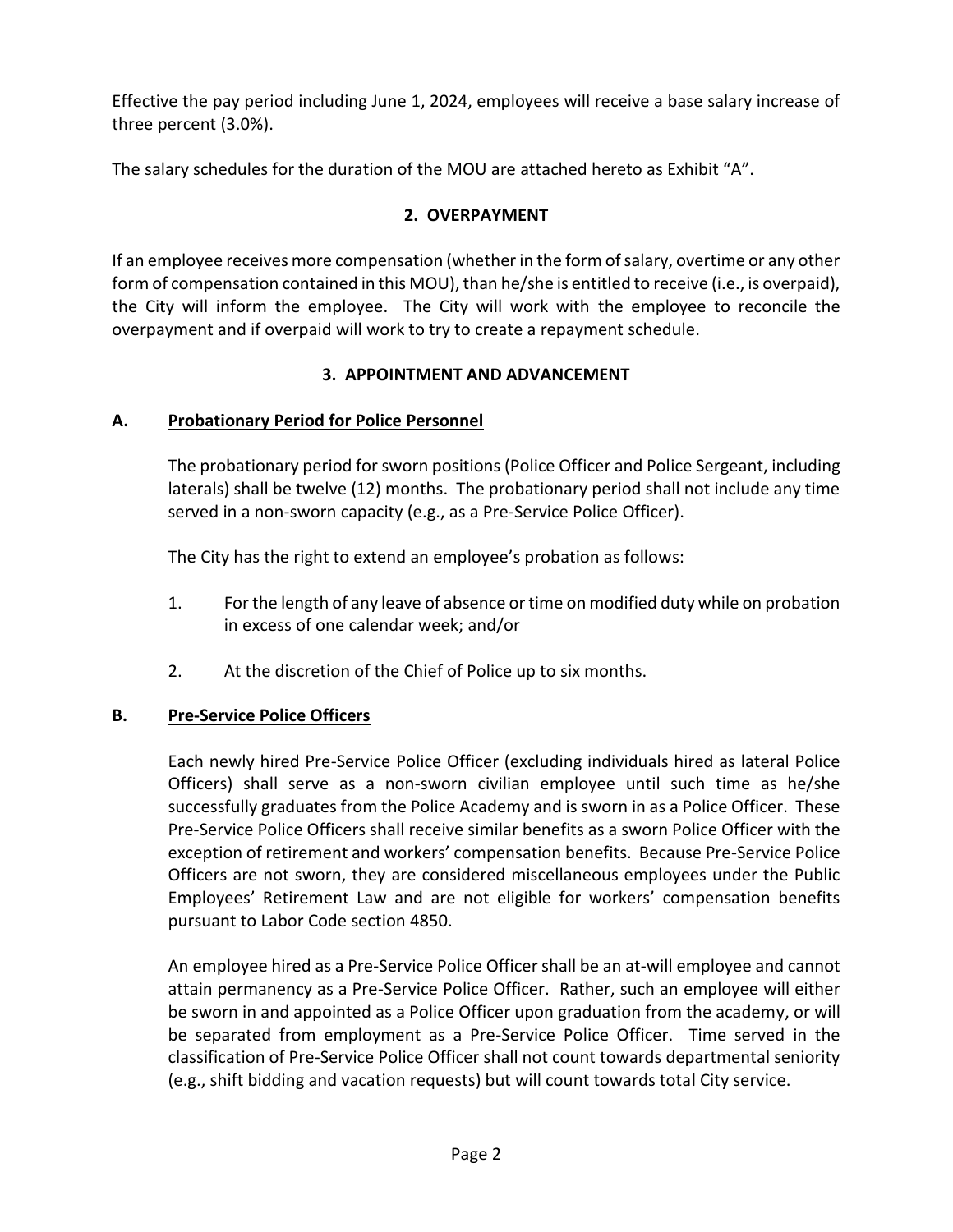Effective the pay period including June 1, 2024, employees will receive a base salary increase of three percent (3.0%).

The salary schedules for the duration of the MOU are attached hereto as Exhibit "A".

## 2. OVERPAYMENT

If an employee receives more compensation (whether in the form of salary, overtime or any other form of compensation contained in this MOU), than he/she is entitled to receive (i.e., is overpaid), the City will inform the employee. The City will work with the employee to reconcile the overpayment and if overpaid will work to try to create a repayment schedule.

## 3. APPOINTMENT AND ADVANCEMENT

### A. Probationary Period for Police Personnel

The probationary period for sworn positions (Police Officer and Police Sergeant, including laterals) shall be twelve (12) months. The probationary period shall not include any time served in a non-sworn capacity (e.g., as a Pre-Service Police Officer).

The City has the right to extend an employee's probation as follows:

1. For the length of any leave of absence or time on modified duty while on probation in excess of one calendar week; and/or

2. At the discretion of the Chief of Police up to six months.

### B. Pre-Service Police Officers

Each newly hired Pre-Service Police Officer (excluding individuals hired as lateral Police Officers) shall serve as a non-sworn civilian employee until such time as he/she successfully graduates from the Police Academy and is sworn in as a Police Officer. These Pre-Service Police Officers shall receive similar benefits as a sworn Police Officer with the exception of retirement and workers' compensation benefits. Because Pre-Service Police Officers are not sworn, they are considered miscellaneous employees under the Public Employees' Retirement Law and are not eligible for workers' compensation benefits pursuant to Labor Code section 4850.

An employee hired as a Pre-Service Police Officer shall be an at-will employee and cannot attain permanency as a Pre-Service Police Officer. Rather, such an employee will either be sworn in and appointed as a Police Officer upon graduation from the academy, or will be separated from employment as a Pre-Service Police Officer. Time served in the classification of Pre-Service Police Officer shall not count towards departmental seniority (e.g., shift bidding and vacation requests) but will count towards total City service.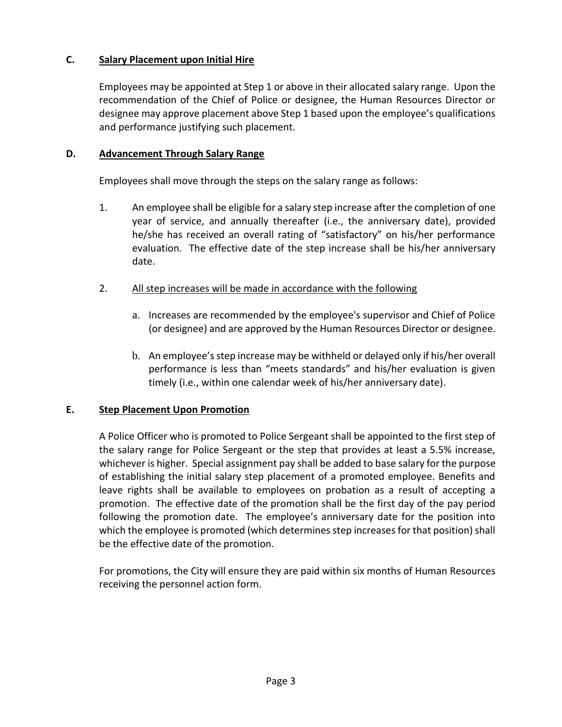### C. Salary Placement upon Initial Hire

Employees may be appointed at Step 1 or above in their allocated salary range. Upon the recommendation of the Chief of Police or designee, the Human Resources Director or designee may approve placement above Step 1 based upon the employee's qualifications and performance justifying such placement.

### D. Advancement Through Salary Range

Employees shall move through the steps on the salary range as follows:

1. An employee shall be eligible for a salary step increase after the completion of one year of service, and annually thereafter (i.e., the anniversary date), provided he/she has received an overall rating of "satisfactory" on his/her performance evaluation. The effective date of the step increase shall be his/her anniversary date.

2. All step increases will be made in accordance with the following

   a. Increases are recommended by the employee's supervisor and Chief of Police (or designee) and are approved by the Human Resources Director or designee.

   b. An employee's step increase may be withheld or delayed only if his/her overall performance is less than "meets standards" and his/her evaluation is given timely (i.e., within one calendar week of his/her anniversary date).

### E. Step Placement Upon Promotion

A Police Officer who is promoted to Police Sergeant shall be appointed to the first step of the salary range for Police Sergeant or the step that provides at least a 5.5% increase, whichever is higher. Special assignment pay shall be added to base salary for the purpose of establishing the initial salary step placement of a promoted employee. Benefits and leave rights shall be available to employees on probation as a result of accepting a promotion. The effective date of the promotion shall be the first day of the pay period following the promotion date. The employee's anniversary date for the position into which the employee is promoted (which determines step increases for that position) shall be the effective date of the promotion.

For promotions, the City will ensure they are paid within six months of Human Resources receiving the personnel action form.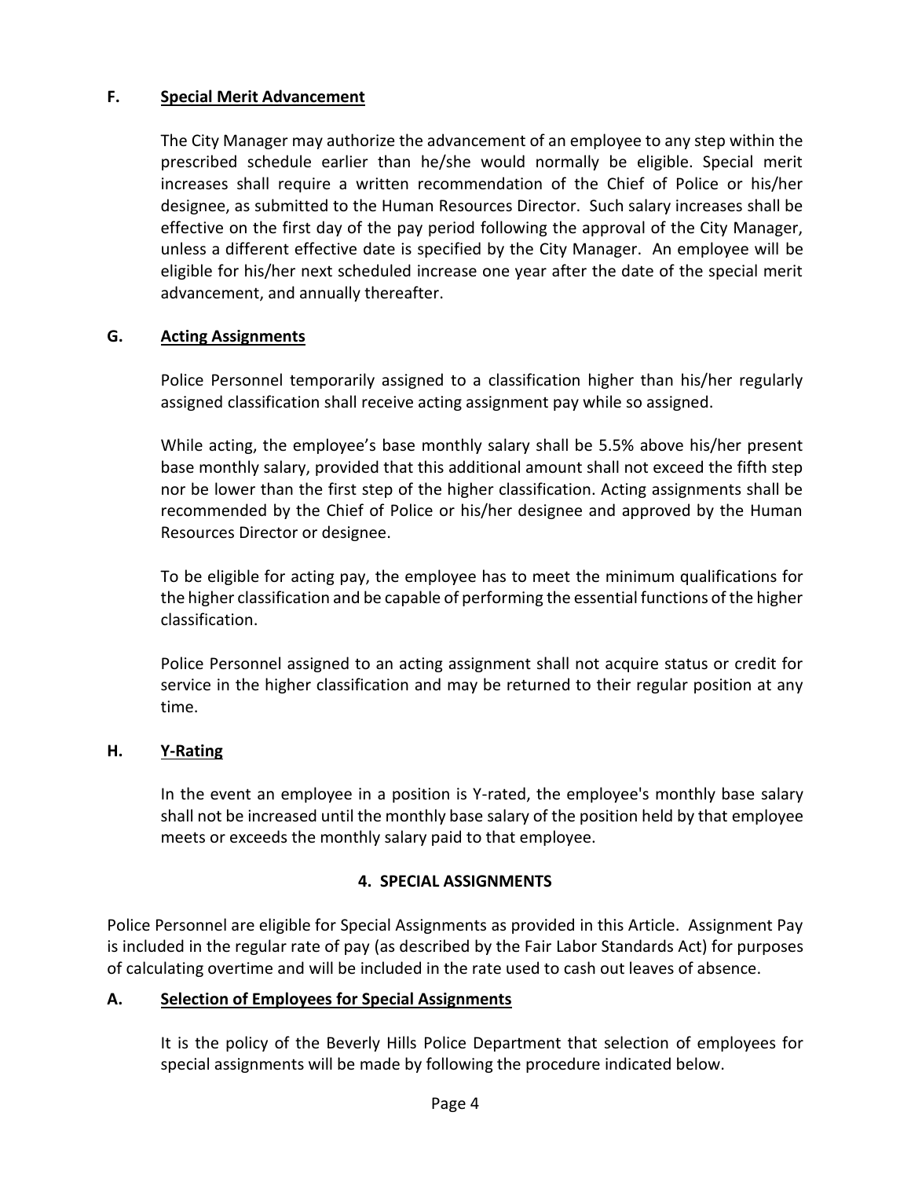### F. Special Merit Advancement

The City Manager may authorize the advancement of an employee to any step within the prescribed schedule earlier than he/she would normally be eligible. Special merit increases shall require a written recommendation of the Chief of Police or his/her designee, as submitted to the Human Resources Director. Such salary increases shall be effective on the first day of the pay period following the approval of the City Manager, unless a different effective date is specified by the City Manager. An employee will be eligible for his/her next scheduled increase one year after the date of the special merit advancement, and annually thereafter.

### G. Acting Assignments

Police Personnel temporarily assigned to a classification higher than his/her regularly assigned classification shall receive acting assignment pay while so assigned.

While acting, the employee's base monthly salary shall be 5.5% above his/her present base monthly salary, provided that this additional amount shall not exceed the fifth step nor be lower than the first step of the higher classification. Acting assignments shall be recommended by the Chief of Police or his/her designee and approved by the Human Resources Director or designee.

To be eligible for acting pay, the employee has to meet the minimum qualifications for the higher classification and be capable of performing the essential functions of the higher classification.

Police Personnel assigned to an acting assignment shall not acquire status or credit for service in the higher classification and may be returned to their regular position at any time.

### H. Y-Rating

In the event an employee in a position is Y-rated, the employee's monthly base salary shall not be increased until the monthly base salary of the position held by that employee meets or exceeds the monthly salary paid to that employee.

## 4. SPECIAL ASSIGNMENTS

Police Personnel are eligible for Special Assignments as provided in this Article. Assignment Pay is included in the regular rate of pay (as described by the Fair Labor Standards Act) for purposes of calculating overtime and will be included in the rate used to cash out leaves of absence.

### A. Selection of Employees for Special Assignments

It is the policy of the Beverly Hills Police Department that selection of employees for special assignments will be made by following the procedure indicated below.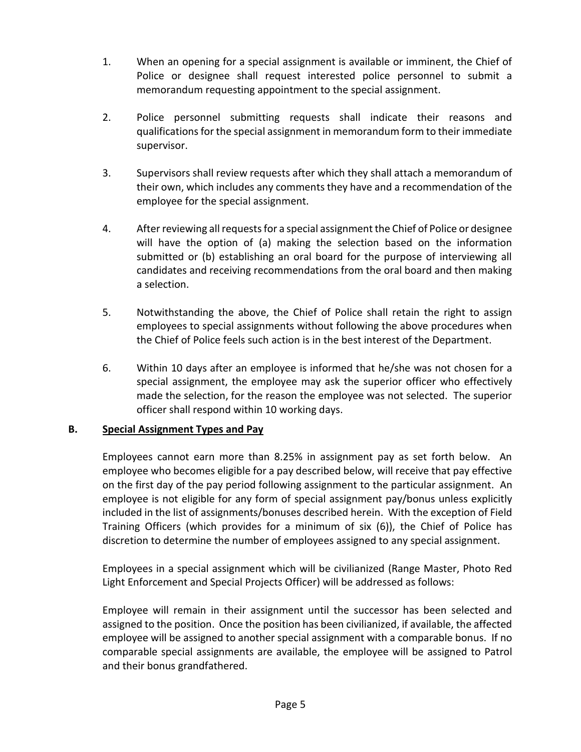1. When an opening for a special assignment is available or imminent, the Chief of Police or designee shall request interested police personnel to submit a memorandum requesting appointment to the special assignment.

2. Police personnel submitting requests shall indicate their reasons and qualifications for the special assignment in memorandum form to their immediate supervisor.

3. Supervisors shall review requests after which they shall attach a memorandum of their own, which includes any comments they have and a recommendation of the employee for the special assignment.

4. After reviewing all requests for a special assignment the Chief of Police or designee will have the option of (a) making the selection based on the information submitted or (b) establishing an oral board for the purpose of interviewing all candidates and receiving recommendations from the oral board and then making a selection.

5. Notwithstanding the above, the Chief of Police shall retain the right to assign employees to special assignments without following the above procedures when the Chief of Police feels such action is in the best interest of the Department.

6. Within 10 days after an employee is informed that he/she was not chosen for a special assignment, the employee may ask the superior officer who effectively made the selection, for the reason the employee was not selected. The superior officer shall respond within 10 working days.

### B. Special Assignment Types and Pay

Employees cannot earn more than 8.25% in assignment pay as set forth below. An employee who becomes eligible for a pay described below, will receive that pay effective on the first day of the pay period following assignment to the particular assignment. An employee is not eligible for any form of special assignment pay/bonus unless explicitly included in the list of assignments/bonuses described herein. With the exception of Field Training Officers (which provides for a minimum of six (6)), the Chief of Police has discretion to determine the number of employees assigned to any special assignment.

Employees in a special assignment which will be civilianized (Range Master, Photo Red Light Enforcement and Special Projects Officer) will be addressed as follows:

Employee will remain in their assignment until the successor has been selected and assigned to the position. Once the position has been civilianized, if available, the affected employee will be assigned to another special assignment with a comparable bonus. If no comparable special assignments are available, the employee will be assigned to Patrol and their bonus grandfathered.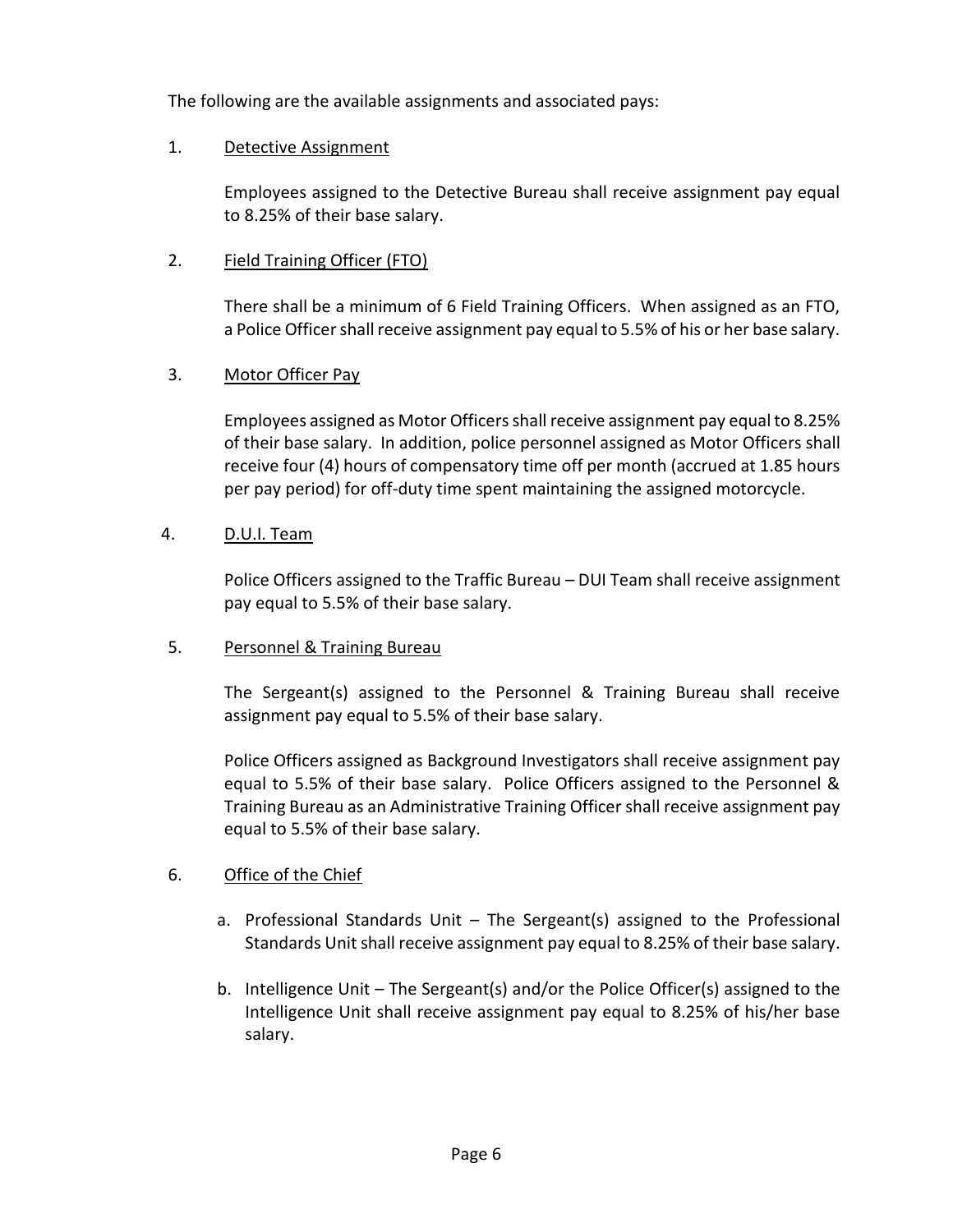The following are the available assignments and associated pays:

1. <u>Detective Assignment</u>

   Employees assigned to the Detective Bureau shall receive assignment pay equal to 8.25% of their base salary.

2. <u>Field Training Officer (FTO)</u>

   There shall be a minimum of 6 Field Training Officers. When assigned as an FTO, a Police Officer shall receive assignment pay equal to 5.5% of his or her base salary.

3. <u>Motor Officer Pay</u>

   Employees assigned as Motor Officers shall receive assignment pay equal to 8.25% of their base salary. In addition, police personnel assigned as Motor Officers shall receive four (4) hours of compensatory time off per month (accrued at 1.85 hours per pay period) for off-duty time spent maintaining the assigned motorcycle.

4. <u>D.U.I. Team</u>

   Police Officers assigned to the Traffic Bureau – DUI Team shall receive assignment pay equal to 5.5% of their base salary.

5. <u>Personnel & Training Bureau</u>

   The Sergeant(s) assigned to the Personnel & Training Bureau shall receive assignment pay equal to 5.5% of their base salary.

   Police Officers assigned as Background Investigators shall receive assignment pay equal to 5.5% of their base salary. Police Officers assigned to the Personnel & Training Bureau as an Administrative Training Officer shall receive assignment pay equal to 5.5% of their base salary.

6. <u>Office of the Chief</u>

   a. Professional Standards Unit – The Sergeant(s) assigned to the Professional Standards Unit shall receive assignment pay equal to 8.25% of their base salary.

   b. Intelligence Unit – The Sergeant(s) and/or the Police Officer(s) assigned to the Intelligence Unit shall receive assignment pay equal to 8.25% of his/her base salary.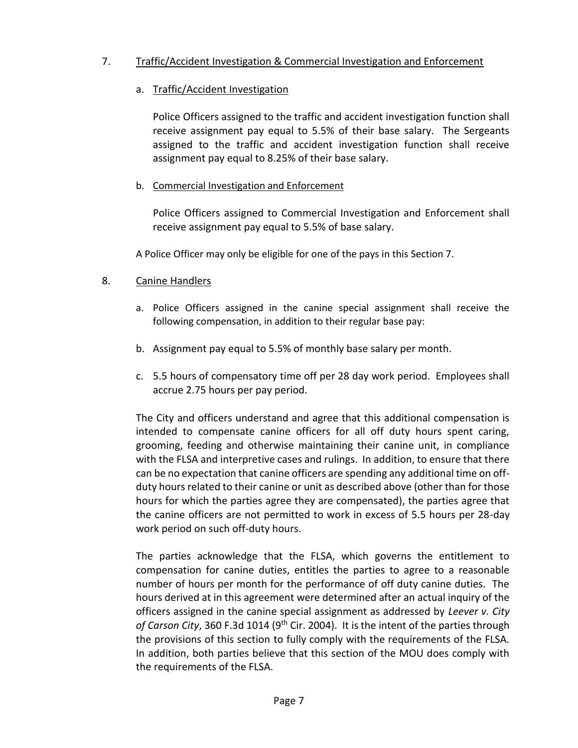7. <u>Traffic/Accident Investigation & Commercial Investigation and Enforcement</u>

   a. <u>Traffic/Accident Investigation</u>

      Police Officers assigned to the traffic and accident investigation function shall receive assignment pay equal to 5.5% of their base salary. The Sergeants assigned to the traffic and accident investigation function shall receive assignment pay equal to 8.25% of their base salary.

   b. <u>Commercial Investigation and Enforcement</u>

      Police Officers assigned to Commercial Investigation and Enforcement shall receive assignment pay equal to 5.5% of base salary.

   A Police Officer may only be eligible for one of the pays in this Section 7.

8. <u>Canine Handlers</u>

   a. Police Officers assigned in the canine special assignment shall receive the following compensation, in addition to their regular base pay:

   b. Assignment pay equal to 5.5% of monthly base salary per month.

   c. 5.5 hours of compensatory time off per 28 day work period. Employees shall accrue 2.75 hours per pay period.

   The City and officers understand and agree that this additional compensation is intended to compensate canine officers for all off duty hours spent caring, grooming, feeding and otherwise maintaining their canine unit, in compliance with the FLSA and interpretive cases and rulings. In addition, to ensure that there can be no expectation that canine officers are spending any additional time on off-duty hours related to their canine or unit as described above (other than for those hours for which the parties agree they are compensated), the parties agree that the canine officers are not permitted to work in excess of 5.5 hours per 28-day work period on such off-duty hours.

   The parties acknowledge that the FLSA, which governs the entitlement to compensation for canine duties, entitles the parties to agree to a reasonable number of hours per month for the performance of off duty canine duties. The hours derived at in this agreement were determined after an actual inquiry of the officers assigned in the canine special assignment as addressed by *Leever v. City of Carson City*, 360 F.3d 1014 (9th Cir. 2004). It is the intent of the parties through the provisions of this section to fully comply with the requirements of the FLSA. In addition, both parties believe that this section of the MOU does comply with the requirements of the FLSA.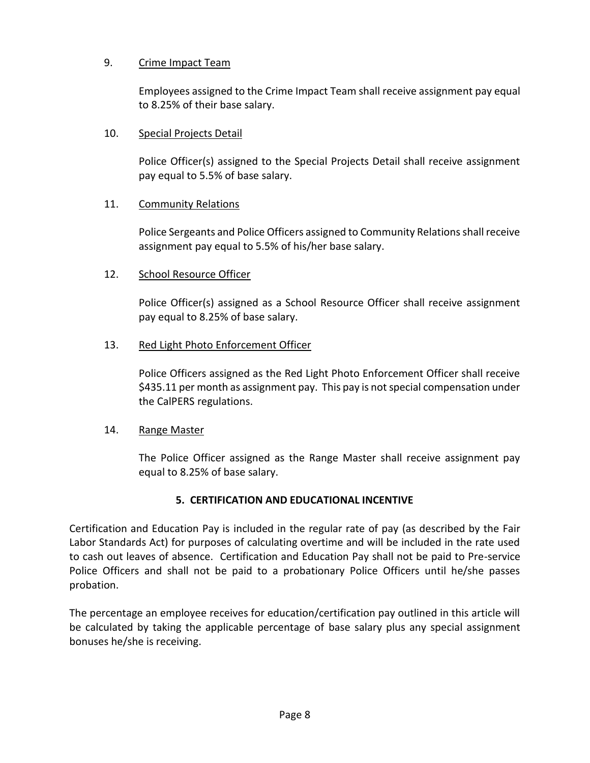9. Crime Impact Team

   Employees assigned to the Crime Impact Team shall receive assignment pay equal to 8.25% of their base salary.

10. Special Projects Detail

    Police Officer(s) assigned to the Special Projects Detail shall receive assignment pay equal to 5.5% of base salary.

11. Community Relations

    Police Sergeants and Police Officers assigned to Community Relations shall receive assignment pay equal to 5.5% of his/her base salary.

12. School Resource Officer

    Police Officer(s) assigned as a School Resource Officer shall receive assignment pay equal to 8.25% of base salary.

13. Red Light Photo Enforcement Officer

    Police Officers assigned as the Red Light Photo Enforcement Officer shall receive $435.11 per month as assignment pay. This pay is not special compensation under the CalPERS regulations.

14. Range Master

    The Police Officer assigned as the Range Master shall receive assignment pay equal to 8.25% of base salary.

## 5. CERTIFICATION AND EDUCATIONAL INCENTIVE

Certification and Education Pay is included in the regular rate of pay (as described by the Fair Labor Standards Act) for purposes of calculating overtime and will be included in the rate used to cash out leaves of absence. Certification and Education Pay shall not be paid to Pre-service Police Officers and shall not be paid to a probationary Police Officers until he/she passes probation.

The percentage an employee receives for education/certification pay outlined in this article will be calculated by taking the applicable percentage of base salary plus any special assignment bonuses he/she is receiving.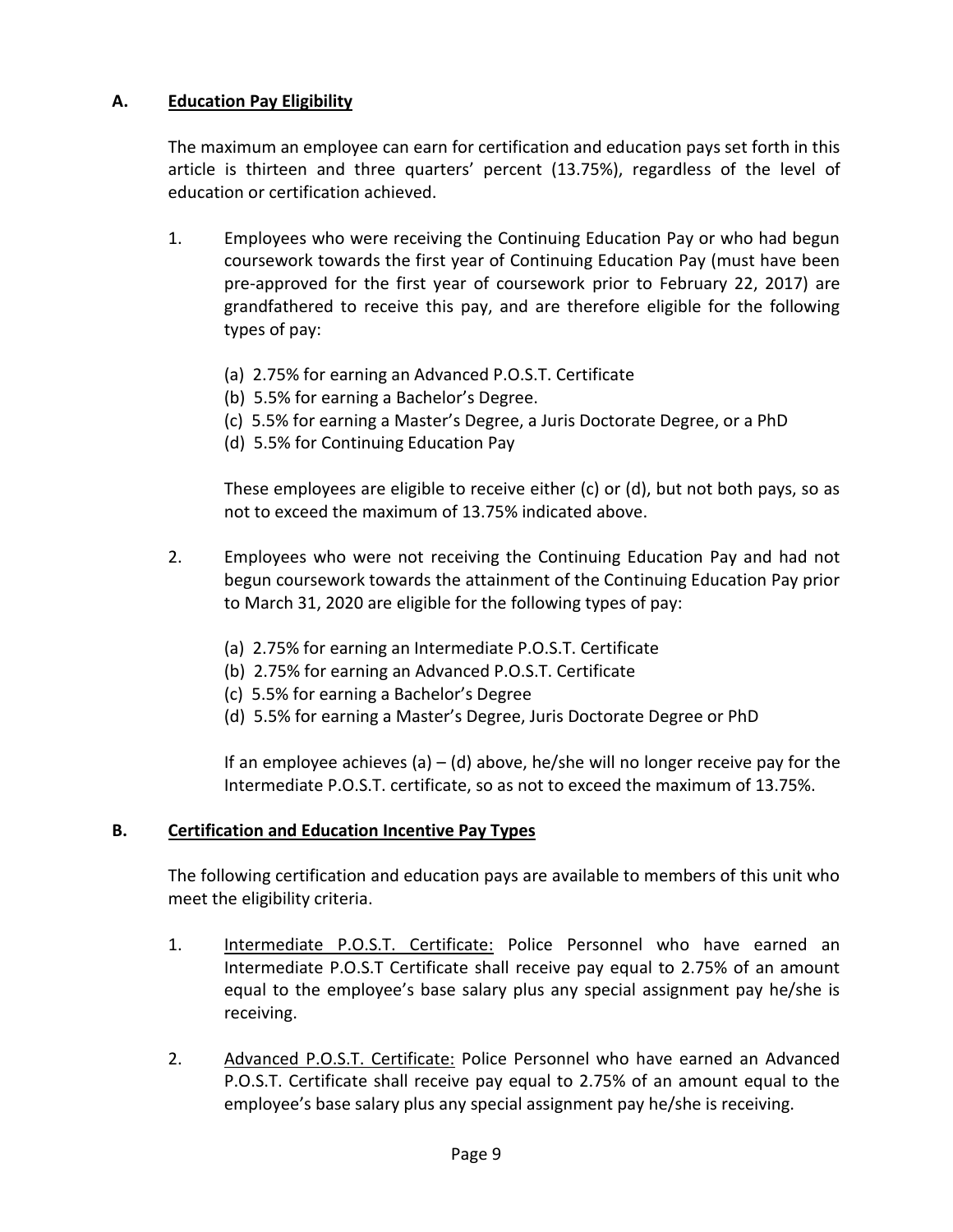## A. Education Pay Eligibility

The maximum an employee can earn for certification and education pays set forth in this article is thirteen and three quarters' percent (13.75%), regardless of the level of education or certification achieved.

1. Employees who were receiving the Continuing Education Pay or who had begun coursework towards the first year of Continuing Education Pay (must have been pre-approved for the first year of coursework prior to February 22, 2017) are grandfathered to receive this pay, and are therefore eligible for the following types of pay:

   (a) 2.75% for earning an Advanced P.O.S.T. Certificate
   (b) 5.5% for earning a Bachelor's Degree.
   (c) 5.5% for earning a Master's Degree, a Juris Doctorate Degree, or a PhD
   (d) 5.5% for Continuing Education Pay

   These employees are eligible to receive either (c) or (d), but not both pays, so as not to exceed the maximum of 13.75% indicated above.

2. Employees who were not receiving the Continuing Education Pay and had not begun coursework towards the attainment of the Continuing Education Pay prior to March 31, 2020 are eligible for the following types of pay:

   (a) 2.75% for earning an Intermediate P.O.S.T. Certificate
   (b) 2.75% for earning an Advanced P.O.S.T. Certificate
   (c) 5.5% for earning a Bachelor's Degree
   (d) 5.5% for earning a Master's Degree, Juris Doctorate Degree or PhD

   If an employee achieves (a) – (d) above, he/she will no longer receive pay for the Intermediate P.O.S.T. certificate, so as not to exceed the maximum of 13.75%.

## B. Certification and Education Incentive Pay Types

The following certification and education pays are available to members of this unit who meet the eligibility criteria.

1. Intermediate P.O.S.T. Certificate: Police Personnel who have earned an Intermediate P.O.S.T Certificate shall receive pay equal to 2.75% of an amount equal to the employee's base salary plus any special assignment pay he/she is receiving.

2. Advanced P.O.S.T. Certificate: Police Personnel who have earned an Advanced P.O.S.T. Certificate shall receive pay equal to 2.75% of an amount equal to the employee's base salary plus any special assignment pay he/she is receiving.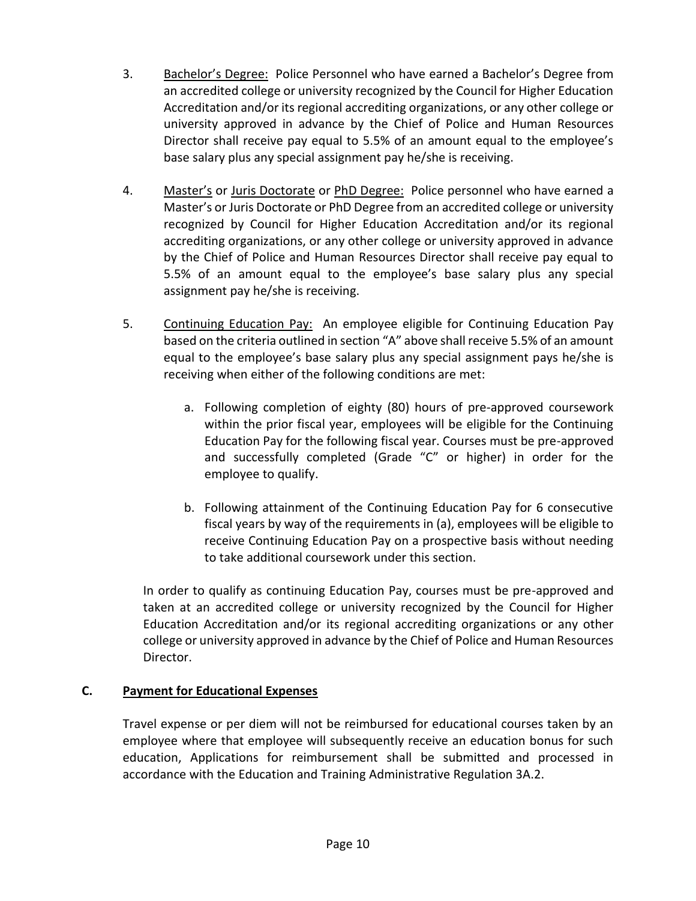3. Bachelor's Degree: Police Personnel who have earned a Bachelor's Degree from an accredited college or university recognized by the Council for Higher Education Accreditation and/or its regional accrediting organizations, or any other college or university approved in advance by the Chief of Police and Human Resources Director shall receive pay equal to 5.5% of an amount equal to the employee's base salary plus any special assignment pay he/she is receiving.

4. Master's or Juris Doctorate or PhD Degree: Police personnel who have earned a Master's or Juris Doctorate or PhD Degree from an accredited college or university recognized by Council for Higher Education Accreditation and/or its regional accrediting organizations, or any other college or university approved in advance by the Chief of Police and Human Resources Director shall receive pay equal to 5.5% of an amount equal to the employee's base salary plus any special assignment pay he/she is receiving.

5. Continuing Education Pay: An employee eligible for Continuing Education Pay based on the criteria outlined in section "A" above shall receive 5.5% of an amount equal to the employee's base salary plus any special assignment pays he/she is receiving when either of the following conditions are met:

   a. Following completion of eighty (80) hours of pre-approved coursework within the prior fiscal year, employees will be eligible for the Continuing Education Pay for the following fiscal year. Courses must be pre-approved and successfully completed (Grade "C" or higher) in order for the employee to qualify.

   b. Following attainment of the Continuing Education Pay for 6 consecutive fiscal years by way of the requirements in (a), employees will be eligible to receive Continuing Education Pay on a prospective basis without needing to take additional coursework under this section.

   In order to qualify as continuing Education Pay, courses must be pre-approved and taken at an accredited college or university recognized by the Council for Higher Education Accreditation and/or its regional accrediting organizations or any other college or university approved in advance by the Chief of Police and Human Resources Director.

**C. Payment for Educational Expenses**

Travel expense or per diem will not be reimbursed for educational courses taken by an employee where that employee will subsequently receive an education bonus for such education, Applications for reimbursement shall be submitted and processed in accordance with the Education and Training Administrative Regulation 3A.2.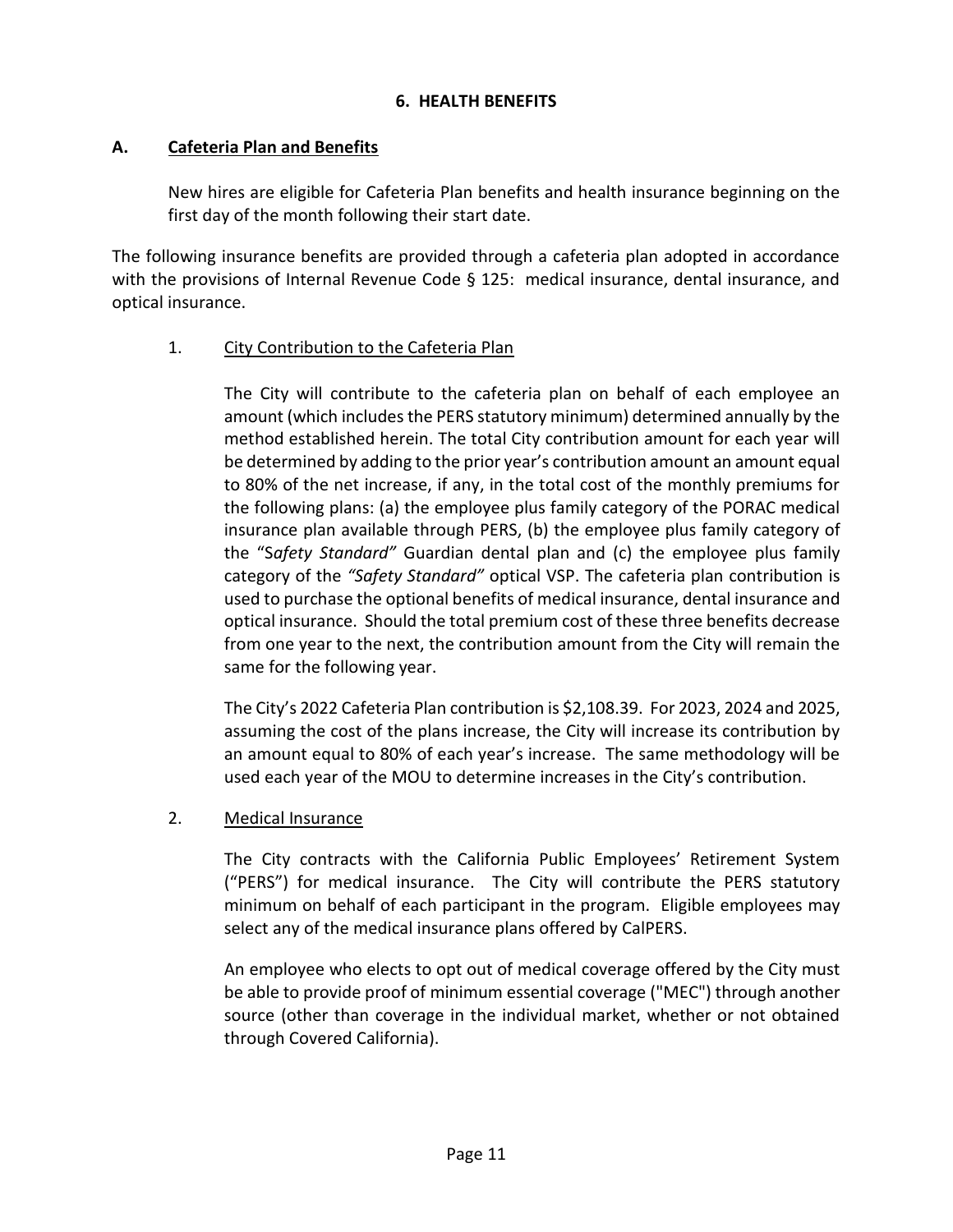## 6. HEALTH BENEFITS

### A. Cafeteria Plan and Benefits

New hires are eligible for Cafeteria Plan benefits and health insurance beginning on the first day of the month following their start date.

The following insurance benefits are provided through a cafeteria plan adopted in accordance with the provisions of Internal Revenue Code § 125: medical insurance, dental insurance, and optical insurance.

1. City Contribution to the Cafeteria Plan

   The City will contribute to the cafeteria plan on behalf of each employee an amount (which includes the PERS statutory minimum) determined annually by the method established herein. The total City contribution amount for each year will be determined by adding to the prior year's contribution amount an amount equal to 80% of the net increase, if any, in the total cost of the monthly premiums for the following plans: (a) the employee plus family category of the PORAC medical insurance plan available through PERS, (b) the employee plus family category of the "S*afety Standard"* Guardian dental plan and (c) the employee plus family category of the *"Safety Standard"* optical VSP. The cafeteria plan contribution is used to purchase the optional benefits of medical insurance, dental insurance and optical insurance. Should the total premium cost of these three benefits decrease from one year to the next, the contribution amount from the City will remain the same for the following year.

   The City's 2022 Cafeteria Plan contribution is $2,108.39. For 2023, 2024 and 2025, assuming the cost of the plans increase, the City will increase its contribution by an amount equal to 80% of each year's increase. The same methodology will be used each year of the MOU to determine increases in the City's contribution.

2. Medical Insurance

   The City contracts with the California Public Employees' Retirement System ("PERS") for medical insurance. The City will contribute the PERS statutory minimum on behalf of each participant in the program. Eligible employees may select any of the medical insurance plans offered by CalPERS.

   An employee who elects to opt out of medical coverage offered by the City must be able to provide proof of minimum essential coverage ("MEC") through another source (other than coverage in the individual market, whether or not obtained through Covered California).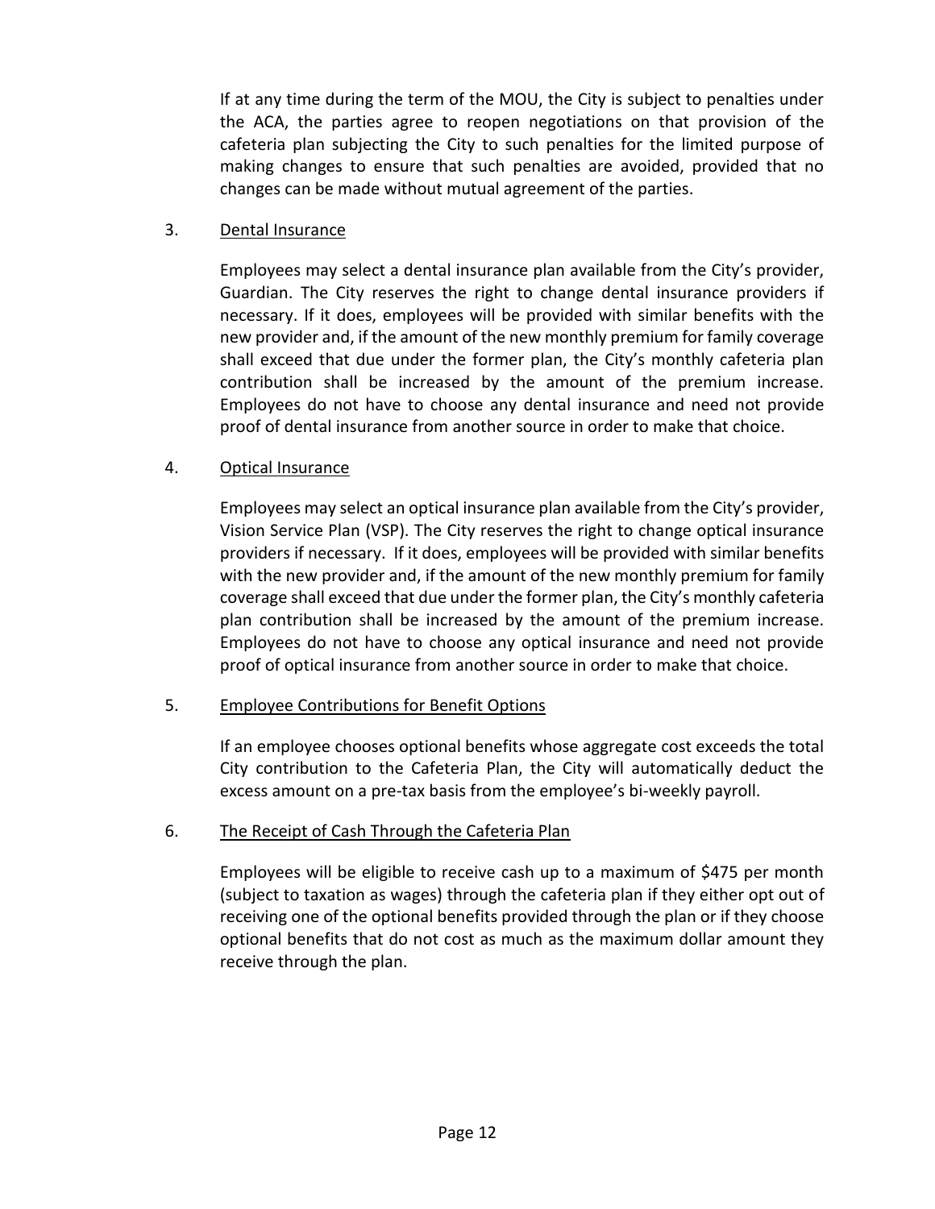If at any time during the term of the MOU, the City is subject to penalties under the ACA, the parties agree to reopen negotiations on that provision of the cafeteria plan subjecting the City to such penalties for the limited purpose of making changes to ensure that such penalties are avoided, provided that no changes can be made without mutual agreement of the parties.

3. Dental Insurance

Employees may select a dental insurance plan available from the City's provider, Guardian. The City reserves the right to change dental insurance providers if necessary. If it does, employees will be provided with similar benefits with the new provider and, if the amount of the new monthly premium for family coverage shall exceed that due under the former plan, the City's monthly cafeteria plan contribution shall be increased by the amount of the premium increase. Employees do not have to choose any dental insurance and need not provide proof of dental insurance from another source in order to make that choice.

4. Optical Insurance

Employees may select an optical insurance plan available from the City's provider, Vision Service Plan (VSP). The City reserves the right to change optical insurance providers if necessary. If it does, employees will be provided with similar benefits with the new provider and, if the amount of the new monthly premium for family coverage shall exceed that due under the former plan, the City's monthly cafeteria plan contribution shall be increased by the amount of the premium increase. Employees do not have to choose any optical insurance and need not provide proof of optical insurance from another source in order to make that choice.

5. Employee Contributions for Benefit Options

If an employee chooses optional benefits whose aggregate cost exceeds the total City contribution to the Cafeteria Plan, the City will automatically deduct the excess amount on a pre-tax basis from the employee's bi-weekly payroll.

6. The Receipt of Cash Through the Cafeteria Plan

Employees will be eligible to receive cash up to a maximum of $475 per month (subject to taxation as wages) through the cafeteria plan if they either opt out of receiving one of the optional benefits provided through the plan or if they choose optional benefits that do not cost as much as the maximum dollar amount they receive through the plan.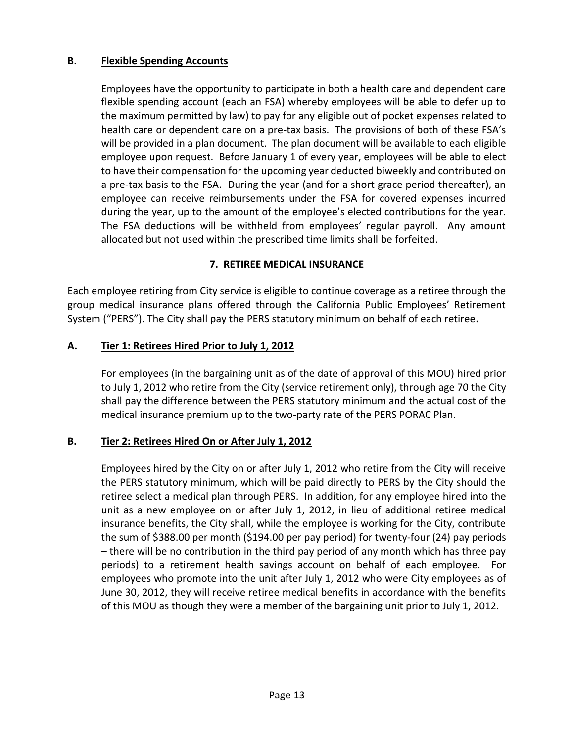### B. Flexible Spending Accounts

Employees have the opportunity to participate in both a health care and dependent care flexible spending account (each an FSA) whereby employees will be able to defer up to the maximum permitted by law) to pay for any eligible out of pocket expenses related to health care or dependent care on a pre-tax basis. The provisions of both of these FSA's will be provided in a plan document. The plan document will be available to each eligible employee upon request. Before January 1 of every year, employees will be able to elect to have their compensation for the upcoming year deducted biweekly and contributed on a pre-tax basis to the FSA. During the year (and for a short grace period thereafter), an employee can receive reimbursements under the FSA for covered expenses incurred during the year, up to the amount of the employee's elected contributions for the year. The FSA deductions will be withheld from employees' regular payroll. Any amount allocated but not used within the prescribed time limits shall be forfeited.

## 7. RETIREE MEDICAL INSURANCE

Each employee retiring from City service is eligible to continue coverage as a retiree through the group medical insurance plans offered through the California Public Employees' Retirement System ("PERS"). The City shall pay the PERS statutory minimum on behalf of each retiree**.**

### A. Tier 1: Retirees Hired Prior to July 1, 2012

For employees (in the bargaining unit as of the date of approval of this MOU) hired prior to July 1, 2012 who retire from the City (service retirement only), through age 70 the City shall pay the difference between the PERS statutory minimum and the actual cost of the medical insurance premium up to the two-party rate of the PERS PORAC Plan.

### B. Tier 2: Retirees Hired On or After July 1, 2012

Employees hired by the City on or after July 1, 2012 who retire from the City will receive the PERS statutory minimum, which will be paid directly to PERS by the City should the retiree select a medical plan through PERS. In addition, for any employee hired into the unit as a new employee on or after July 1, 2012, in lieu of additional retiree medical insurance benefits, the City shall, while the employee is working for the City, contribute the sum of $388.00 per month ($194.00 per pay period) for twenty-four (24) pay periods – there will be no contribution in the third pay period of any month which has three pay periods) to a retirement health savings account on behalf of each employee. For employees who promote into the unit after July 1, 2012 who were City employees as of June 30, 2012, they will receive retiree medical benefits in accordance with the benefits of this MOU as though they were a member of the bargaining unit prior to July 1, 2012.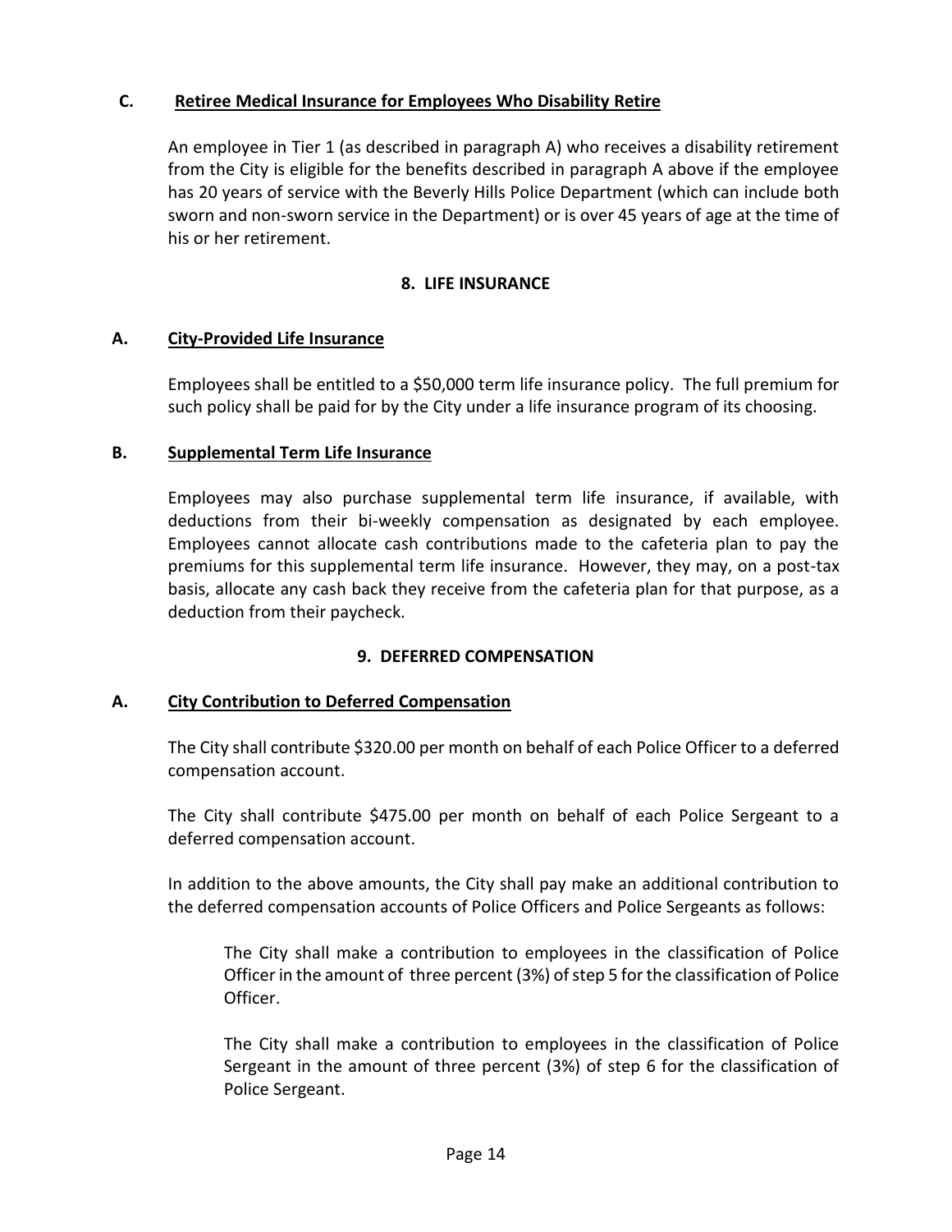### C. Retiree Medical Insurance for Employees Who Disability Retire

An employee in Tier 1 (as described in paragraph A) who receives a disability retirement from the City is eligible for the benefits described in paragraph A above if the employee has 20 years of service with the Beverly Hills Police Department (which can include both sworn and non-sworn service in the Department) or is over 45 years of age at the time of his or her retirement.

## 8. LIFE INSURANCE

### A. City-Provided Life Insurance

Employees shall be entitled to a $50,000 term life insurance policy. The full premium for such policy shall be paid for by the City under a life insurance program of its choosing.

### B. Supplemental Term Life Insurance

Employees may also purchase supplemental term life insurance, if available, with deductions from their bi-weekly compensation as designated by each employee. Employees cannot allocate cash contributions made to the cafeteria plan to pay the premiums for this supplemental term life insurance. However, they may, on a post-tax basis, allocate any cash back they receive from the cafeteria plan for that purpose, as a deduction from their paycheck.

## 9. DEFERRED COMPENSATION

### A. City Contribution to Deferred Compensation

The City shall contribute $320.00 per month on behalf of each Police Officer to a deferred compensation account.

The City shall contribute $475.00 per month on behalf of each Police Sergeant to a deferred compensation account.

In addition to the above amounts, the City shall pay make an additional contribution to the deferred compensation accounts of Police Officers and Police Sergeants as follows:

> The City shall make a contribution to employees in the classification of Police Officer in the amount of three percent (3%) of step 5 for the classification of Police Officer.
>
> The City shall make a contribution to employees in the classification of Police Sergeant in the amount of three percent (3%) of step 6 for the classification of Police Sergeant.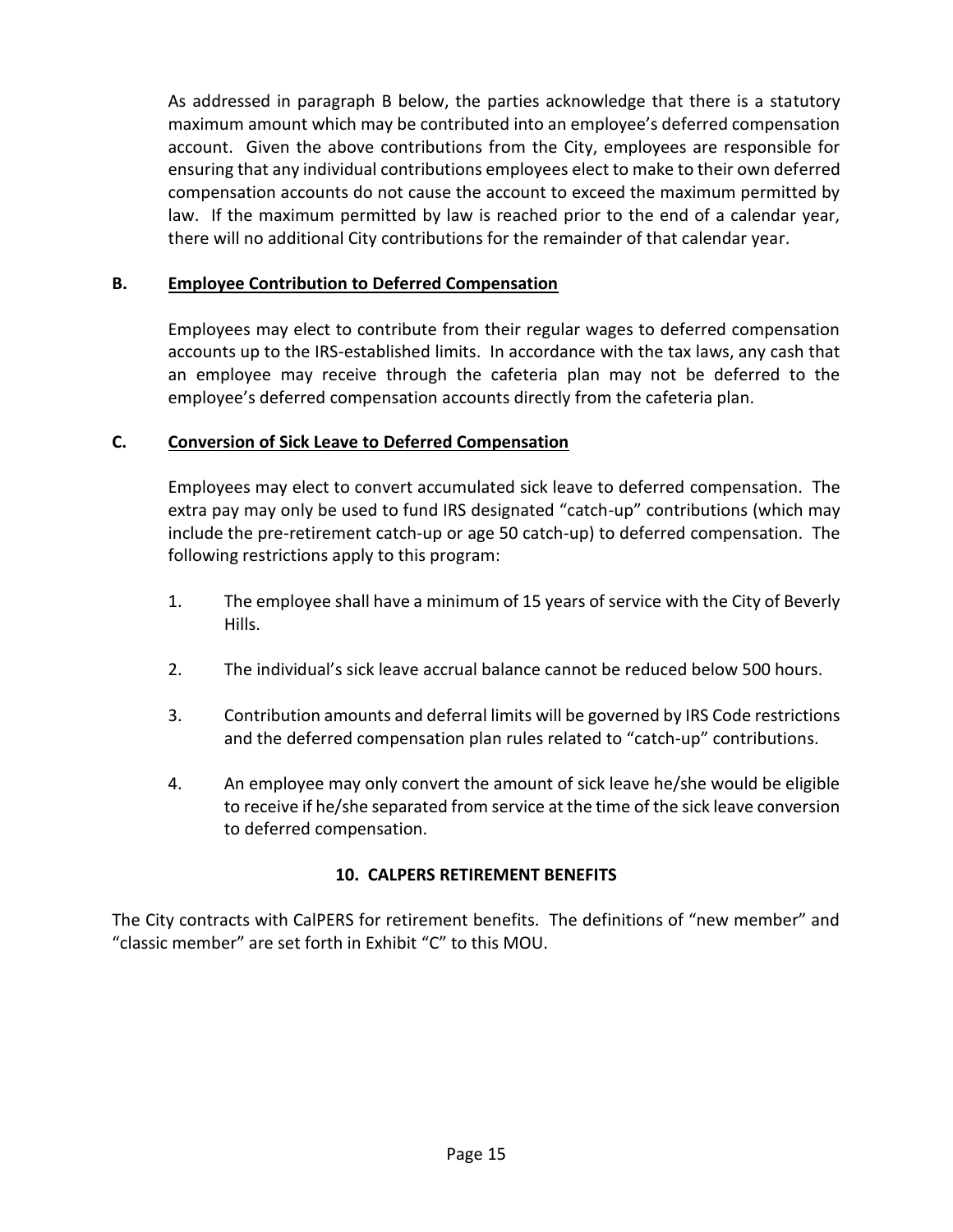As addressed in paragraph B below, the parties acknowledge that there is a statutory maximum amount which may be contributed into an employee's deferred compensation account. Given the above contributions from the City, employees are responsible for ensuring that any individual contributions employees elect to make to their own deferred compensation accounts do not cause the account to exceed the maximum permitted by law. If the maximum permitted by law is reached prior to the end of a calendar year, there will no additional City contributions for the remainder of that calendar year.

**B. <u>Employee Contribution to Deferred Compensation</u>**

Employees may elect to contribute from their regular wages to deferred compensation accounts up to the IRS-established limits. In accordance with the tax laws, any cash that an employee may receive through the cafeteria plan may not be deferred to the employee's deferred compensation accounts directly from the cafeteria plan.

**C. <u>Conversion of Sick Leave to Deferred Compensation</u>**

Employees may elect to convert accumulated sick leave to deferred compensation. The extra pay may only be used to fund IRS designated "catch-up" contributions (which may include the pre-retirement catch-up or age 50 catch-up) to deferred compensation. The following restrictions apply to this program:

1. The employee shall have a minimum of 15 years of service with the City of Beverly Hills.
2. The individual's sick leave accrual balance cannot be reduced below 500 hours.
3. Contribution amounts and deferral limits will be governed by IRS Code restrictions and the deferred compensation plan rules related to "catch-up" contributions.
4. An employee may only convert the amount of sick leave he/she would be eligible to receive if he/she separated from service at the time of the sick leave conversion to deferred compensation.

## 10. CALPERS RETIREMENT BENEFITS

The City contracts with CalPERS for retirement benefits. The definitions of "new member" and "classic member" are set forth in Exhibit "C" to this MOU.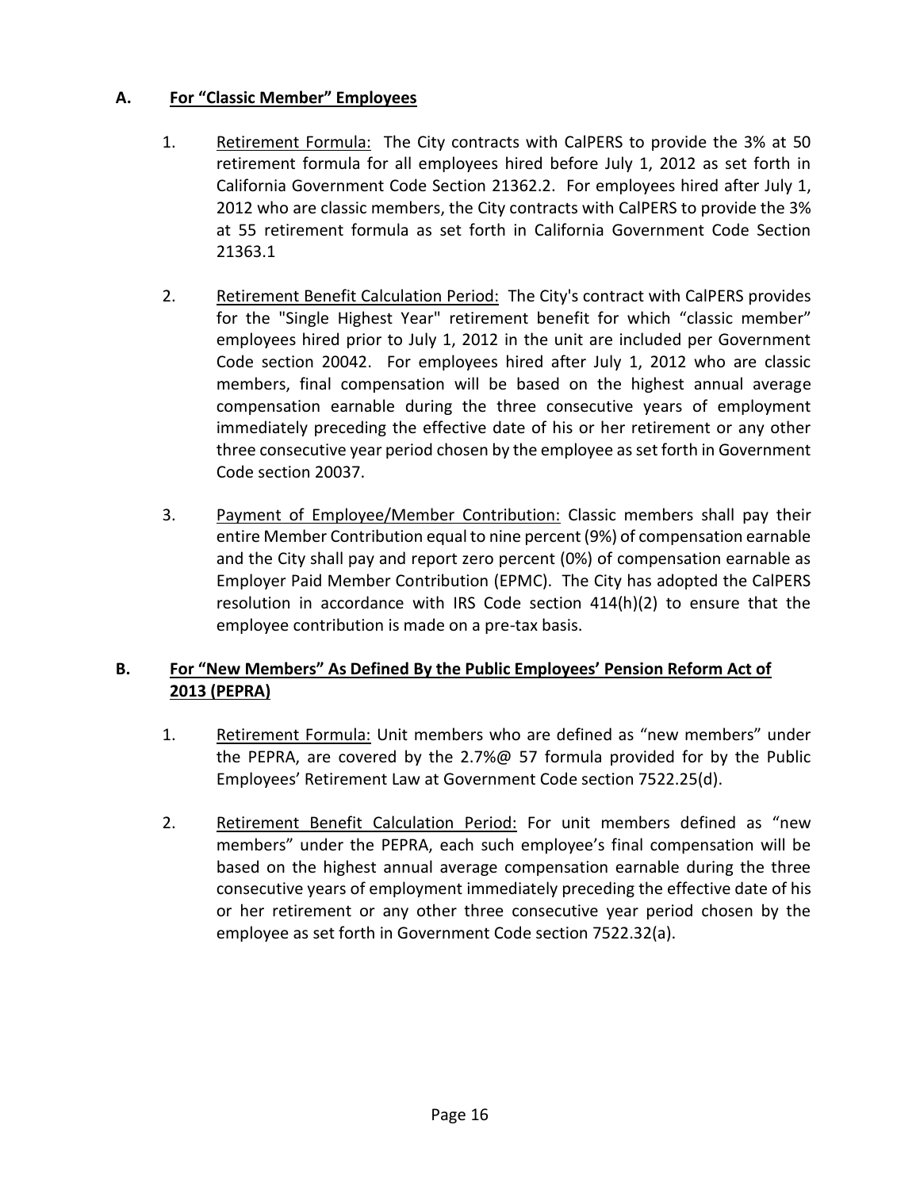## A. For "Classic Member" Employees

1. Retirement Formula: The City contracts with CalPERS to provide the 3% at 50 retirement formula for all employees hired before July 1, 2012 as set forth in California Government Code Section 21362.2. For employees hired after July 1, 2012 who are classic members, the City contracts with CalPERS to provide the 3% at 55 retirement formula as set forth in California Government Code Section 21363.1

2. Retirement Benefit Calculation Period: The City's contract with CalPERS provides for the "Single Highest Year" retirement benefit for which "classic member" employees hired prior to July 1, 2012 in the unit are included per Government Code section 20042. For employees hired after July 1, 2012 who are classic members, final compensation will be based on the highest annual average compensation earnable during the three consecutive years of employment immediately preceding the effective date of his or her retirement or any other three consecutive year period chosen by the employee as set forth in Government Code section 20037.

3. Payment of Employee/Member Contribution: Classic members shall pay their entire Member Contribution equal to nine percent (9%) of compensation earnable and the City shall pay and report zero percent (0%) of compensation earnable as Employer Paid Member Contribution (EPMC). The City has adopted the CalPERS resolution in accordance with IRS Code section 414(h)(2) to ensure that the employee contribution is made on a pre-tax basis.

## B. For "New Members" As Defined By the Public Employees' Pension Reform Act of 2013 (PEPRA)

1. Retirement Formula: Unit members who are defined as "new members" under the PEPRA, are covered by the 2.7%@ 57 formula provided for by the Public Employees' Retirement Law at Government Code section 7522.25(d).

2. Retirement Benefit Calculation Period: For unit members defined as "new members" under the PEPRA, each such employee's final compensation will be based on the highest annual average compensation earnable during the three consecutive years of employment immediately preceding the effective date of his or her retirement or any other three consecutive year period chosen by the employee as set forth in Government Code section 7522.32(a).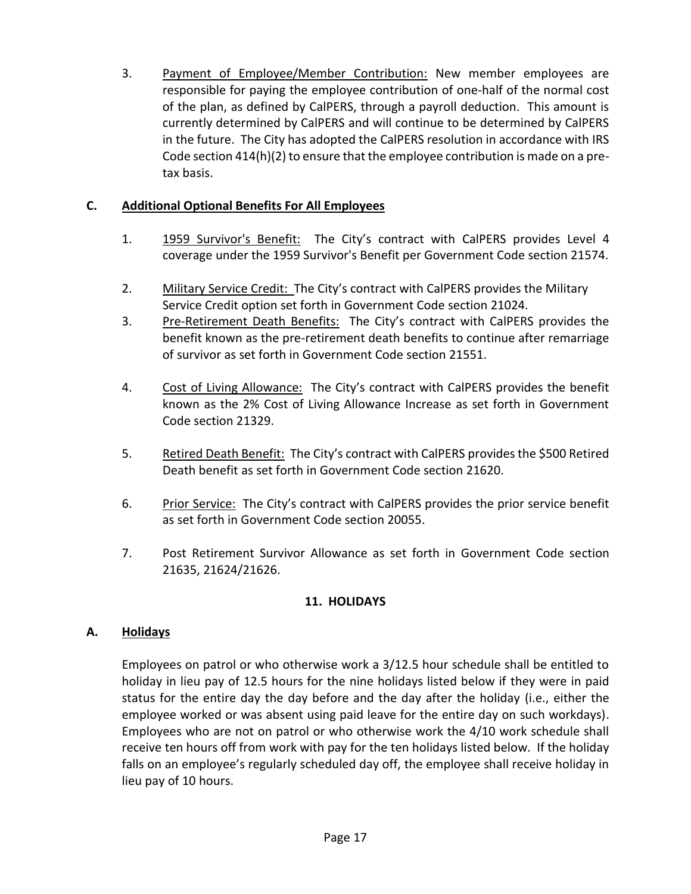3. Payment of Employee/Member Contribution: New member employees are responsible for paying the employee contribution of one-half of the normal cost of the plan, as defined by CalPERS, through a payroll deduction. This amount is currently determined by CalPERS and will continue to be determined by CalPERS in the future. The City has adopted the CalPERS resolution in accordance with IRS Code section 414(h)(2) to ensure that the employee contribution is made on a pre-tax basis.

### C. Additional Optional Benefits For All Employees

1. 1959 Survivor's Benefit: The City's contract with CalPERS provides Level 4 coverage under the 1959 Survivor's Benefit per Government Code section 21574.

2. Military Service Credit: The City's contract with CalPERS provides the Military Service Credit option set forth in Government Code section 21024.

3. Pre-Retirement Death Benefits: The City's contract with CalPERS provides the benefit known as the pre-retirement death benefits to continue after remarriage of survivor as set forth in Government Code section 21551.

4. Cost of Living Allowance: The City's contract with CalPERS provides the benefit known as the 2% Cost of Living Allowance Increase as set forth in Government Code section 21329.

5. Retired Death Benefit: The City's contract with CalPERS provides the $500 Retired Death benefit as set forth in Government Code section 21620.

6. Prior Service: The City's contract with CalPERS provides the prior service benefit as set forth in Government Code section 20055.

7. Post Retirement Survivor Allowance as set forth in Government Code section 21635, 21624/21626.

## 11. HOLIDAYS

### A. Holidays

Employees on patrol or who otherwise work a 3/12.5 hour schedule shall be entitled to holiday in lieu pay of 12.5 hours for the nine holidays listed below if they were in paid status for the entire day the day before and the day after the holiday (i.e., either the employee worked or was absent using paid leave for the entire day on such workdays). Employees who are not on patrol or who otherwise work the 4/10 work schedule shall receive ten hours off from work with pay for the ten holidays listed below. If the holiday falls on an employee's regularly scheduled day off, the employee shall receive holiday in lieu pay of 10 hours.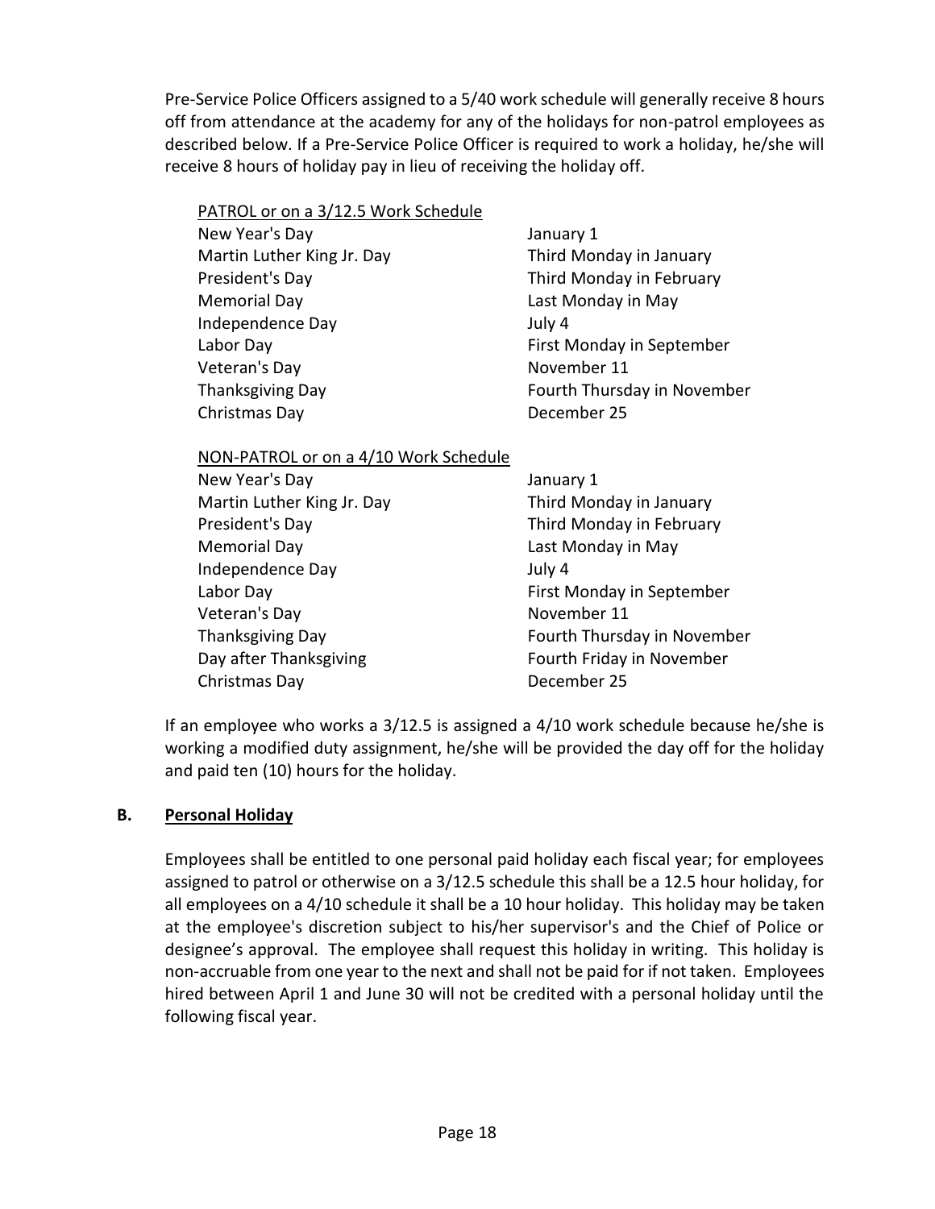Pre-Service Police Officers assigned to a 5/40 work schedule will generally receive 8 hours off from attendance at the academy for any of the holidays for non-patrol employees as described below. If a Pre-Service Police Officer is required to work a holiday, he/she will receive 8 hours of holiday pay in lieu of receiving the holiday off.

<u>PATROL or on a 3/12.5 Work Schedule</u>

| | |
|---|---|
| New Year's Day | January 1 |
| Martin Luther King Jr. Day | Third Monday in January |
| President's Day | Third Monday in February |
| Memorial Day | Last Monday in May |
| Independence Day | July 4 |
| Labor Day | First Monday in September |
| Veteran's Day | November 11 |
| Thanksgiving Day | Fourth Thursday in November |
| Christmas Day | December 25 |

<u>NON-PATROL or on a 4/10 Work Schedule</u>

| | |
|---|---|
| New Year's Day | January 1 |
| Martin Luther King Jr. Day | Third Monday in January |
| President's Day | Third Monday in February |
| Memorial Day | Last Monday in May |
| Independence Day | July 4 |
| Labor Day | First Monday in September |
| Veteran's Day | November 11 |
| Thanksgiving Day | Fourth Thursday in November |
| Day after Thanksgiving | Fourth Friday in November |
| Christmas Day | December 25 |

If an employee who works a 3/12.5 is assigned a 4/10 work schedule because he/she is working a modified duty assignment, he/she will be provided the day off for the holiday and paid ten (10) hours for the holiday.

### B. Personal Holiday

Employees shall be entitled to one personal paid holiday each fiscal year; for employees assigned to patrol or otherwise on a 3/12.5 schedule this shall be a 12.5 hour holiday, for all employees on a 4/10 schedule it shall be a 10 hour holiday. This holiday may be taken at the employee's discretion subject to his/her supervisor's and the Chief of Police or designee's approval. The employee shall request this holiday in writing. This holiday is non-accruable from one year to the next and shall not be paid for if not taken. Employees hired between April 1 and June 30 will not be credited with a personal holiday until the following fiscal year.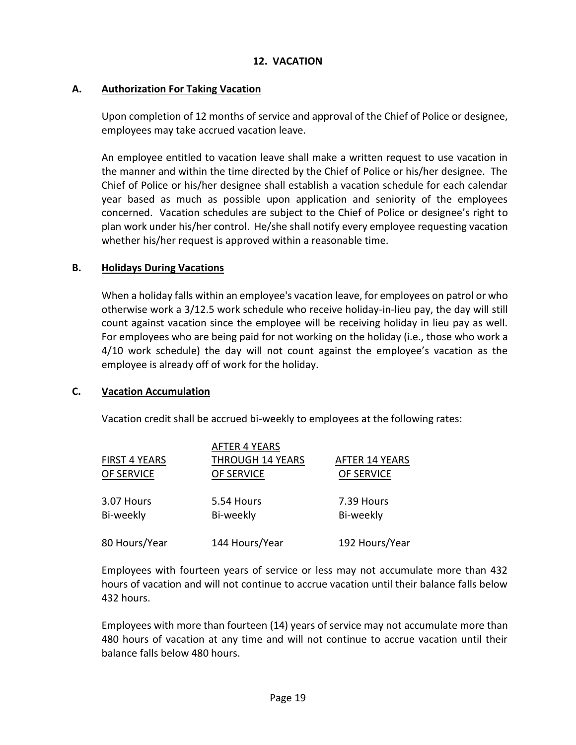## 12. VACATION

### A. Authorization For Taking Vacation

Upon completion of 12 months of service and approval of the Chief of Police or designee, employees may take accrued vacation leave.

An employee entitled to vacation leave shall make a written request to use vacation in the manner and within the time directed by the Chief of Police or his/her designee. The Chief of Police or his/her designee shall establish a vacation schedule for each calendar year based as much as possible upon application and seniority of the employees concerned. Vacation schedules are subject to the Chief of Police or designee's right to plan work under his/her control. He/she shall notify every employee requesting vacation whether his/her request is approved within a reasonable time.

### B. Holidays During Vacations

When a holiday falls within an employee's vacation leave, for employees on patrol or who otherwise work a 3/12.5 work schedule who receive holiday-in-lieu pay, the day will still count against vacation since the employee will be receiving holiday in lieu pay as well. For employees who are being paid for not working on the holiday (i.e., those who work a 4/10 work schedule) the day will not count against the employee's vacation as the employee is already off of work for the holiday.

### C. Vacation Accumulation

Vacation credit shall be accrued bi-weekly to employees at the following rates:

| FIRST 4 YEARS OF SERVICE | AFTER 4 YEARS THROUGH 14 YEARS OF SERVICE | AFTER 14 YEARS OF SERVICE |
|---|---|---|
| 3.07 Hours Bi-weekly | 5.54 Hours Bi-weekly | 7.39 Hours Bi-weekly |
| 80 Hours/Year | 144 Hours/Year | 192 Hours/Year |

Employees with fourteen years of service or less may not accumulate more than 432 hours of vacation and will not continue to accrue vacation until their balance falls below 432 hours.

Employees with more than fourteen (14) years of service may not accumulate more than 480 hours of vacation at any time and will not continue to accrue vacation until their balance falls below 480 hours.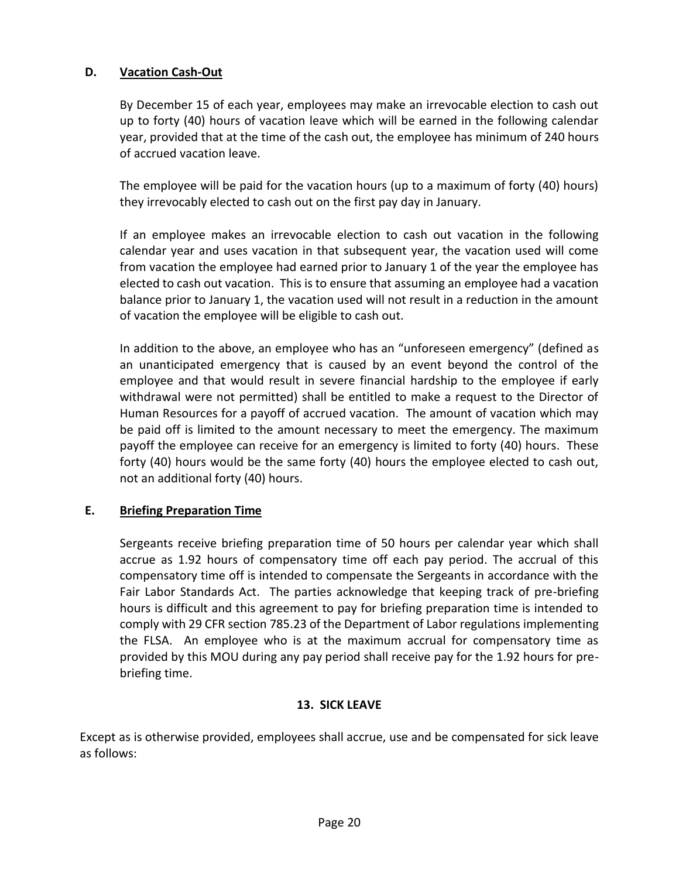### D. Vacation Cash-Out

By December 15 of each year, employees may make an irrevocable election to cash out up to forty (40) hours of vacation leave which will be earned in the following calendar year, provided that at the time of the cash out, the employee has minimum of 240 hours of accrued vacation leave.

The employee will be paid for the vacation hours (up to a maximum of forty (40) hours) they irrevocably elected to cash out on the first pay day in January.

If an employee makes an irrevocable election to cash out vacation in the following calendar year and uses vacation in that subsequent year, the vacation used will come from vacation the employee had earned prior to January 1 of the year the employee has elected to cash out vacation. This is to ensure that assuming an employee had a vacation balance prior to January 1, the vacation used will not result in a reduction in the amount of vacation the employee will be eligible to cash out.

In addition to the above, an employee who has an "unforeseen emergency" (defined as an unanticipated emergency that is caused by an event beyond the control of the employee and that would result in severe financial hardship to the employee if early withdrawal were not permitted) shall be entitled to make a request to the Director of Human Resources for a payoff of accrued vacation. The amount of vacation which may be paid off is limited to the amount necessary to meet the emergency. The maximum payoff the employee can receive for an emergency is limited to forty (40) hours. These forty (40) hours would be the same forty (40) hours the employee elected to cash out, not an additional forty (40) hours.

### E. Briefing Preparation Time

Sergeants receive briefing preparation time of 50 hours per calendar year which shall accrue as 1.92 hours of compensatory time off each pay period. The accrual of this compensatory time off is intended to compensate the Sergeants in accordance with the Fair Labor Standards Act. The parties acknowledge that keeping track of pre-briefing hours is difficult and this agreement to pay for briefing preparation time is intended to comply with 29 CFR section 785.23 of the Department of Labor regulations implementing the FLSA. An employee who is at the maximum accrual for compensatory time as provided by this MOU during any pay period shall receive pay for the 1.92 hours for pre-briefing time.

## 13. SICK LEAVE

Except as is otherwise provided, employees shall accrue, use and be compensated for sick leave as follows: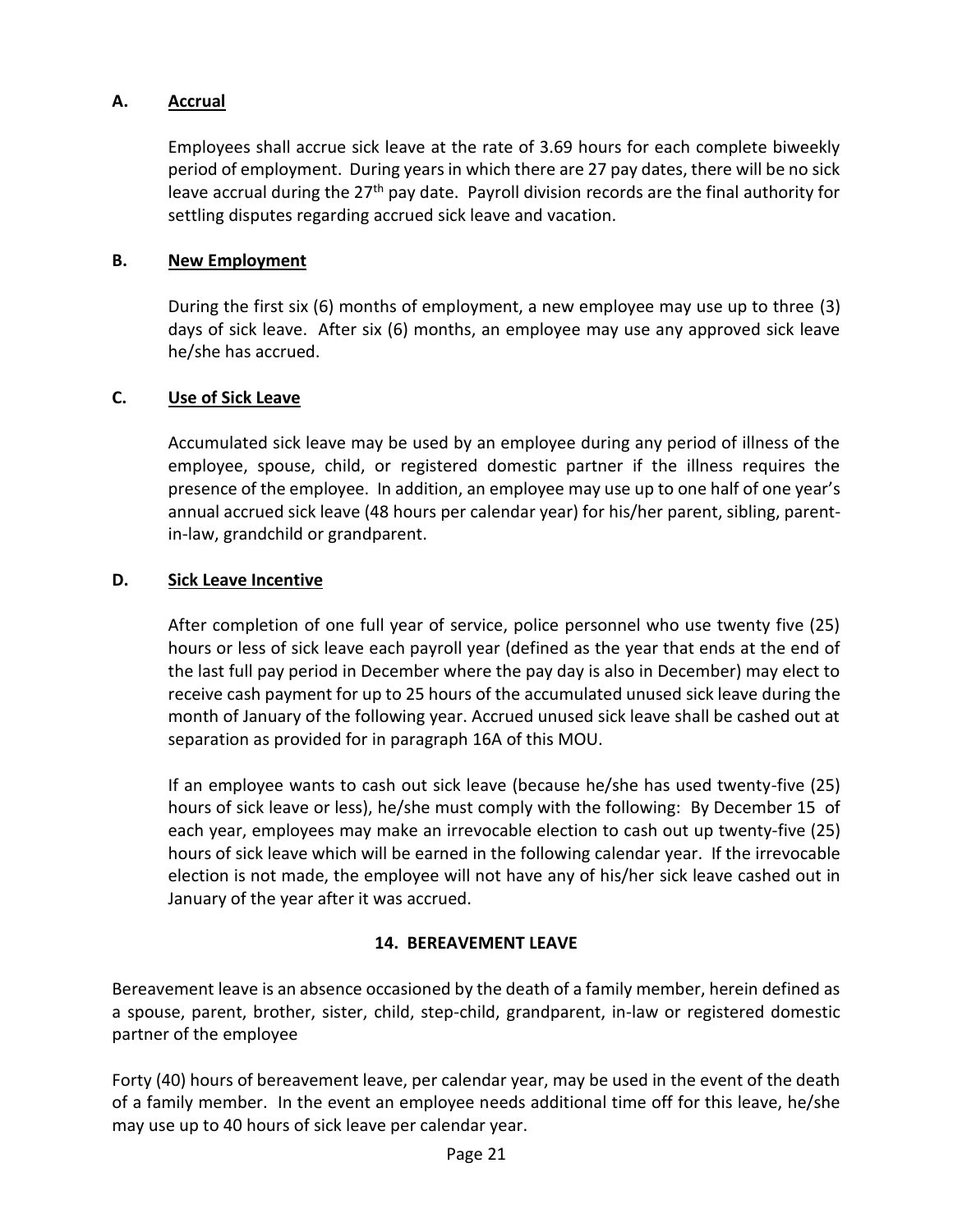### A. Accrual

Employees shall accrue sick leave at the rate of 3.69 hours for each complete biweekly period of employment. During years in which there are 27 pay dates, there will be no sick leave accrual during the 27th pay date. Payroll division records are the final authority for settling disputes regarding accrued sick leave and vacation.

### B. New Employment

During the first six (6) months of employment, a new employee may use up to three (3) days of sick leave. After six (6) months, an employee may use any approved sick leave he/she has accrued.

### C. Use of Sick Leave

Accumulated sick leave may be used by an employee during any period of illness of the employee, spouse, child, or registered domestic partner if the illness requires the presence of the employee. In addition, an employee may use up to one half of one year's annual accrued sick leave (48 hours per calendar year) for his/her parent, sibling, parent-in-law, grandchild or grandparent.

### D. Sick Leave Incentive

After completion of one full year of service, police personnel who use twenty five (25) hours or less of sick leave each payroll year (defined as the year that ends at the end of the last full pay period in December where the pay day is also in December) may elect to receive cash payment for up to 25 hours of the accumulated unused sick leave during the month of January of the following year. Accrued unused sick leave shall be cashed out at separation as provided for in paragraph 16A of this MOU.

If an employee wants to cash out sick leave (because he/she has used twenty-five (25) hours of sick leave or less), he/she must comply with the following: By December 15 of each year, employees may make an irrevocable election to cash out up twenty-five (25) hours of sick leave which will be earned in the following calendar year. If the irrevocable election is not made, the employee will not have any of his/her sick leave cashed out in January of the year after it was accrued.

## 14. BEREAVEMENT LEAVE

Bereavement leave is an absence occasioned by the death of a family member, herein defined as a spouse, parent, brother, sister, child, step-child, grandparent, in-law or registered domestic partner of the employee

Forty (40) hours of bereavement leave, per calendar year, may be used in the event of the death of a family member. In the event an employee needs additional time off for this leave, he/she may use up to 40 hours of sick leave per calendar year.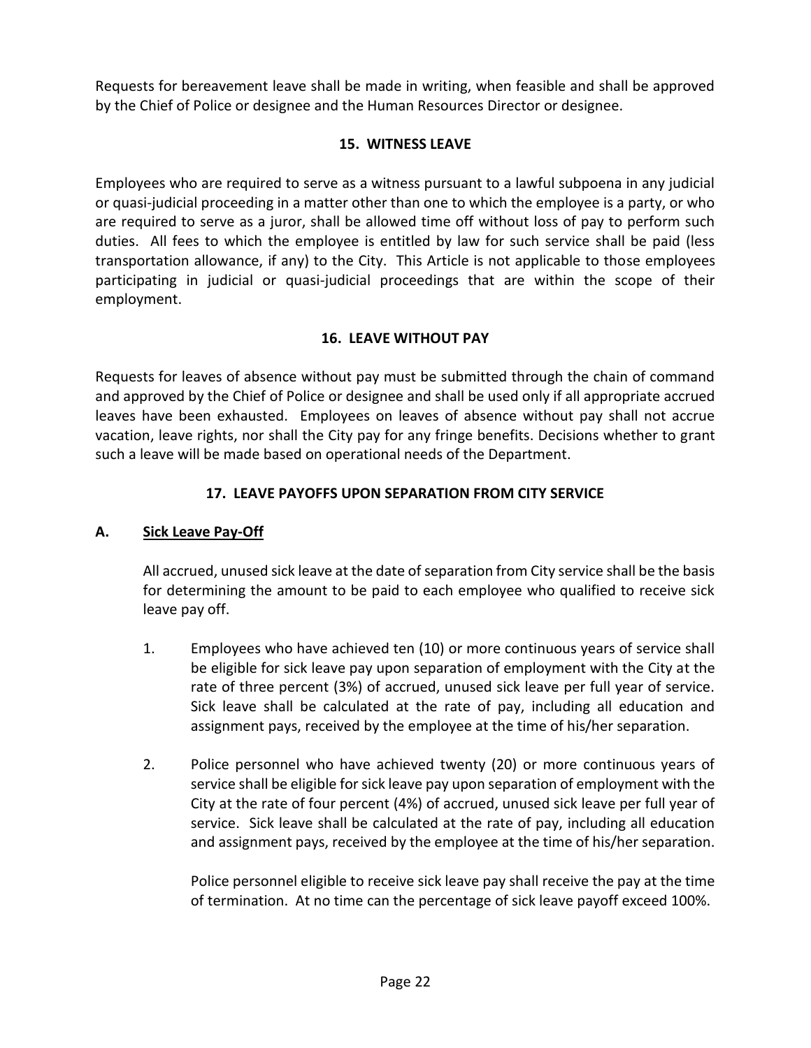Requests for bereavement leave shall be made in writing, when feasible and shall be approved by the Chief of Police or designee and the Human Resources Director or designee.

## 15. WITNESS LEAVE

Employees who are required to serve as a witness pursuant to a lawful subpoena in any judicial or quasi-judicial proceeding in a matter other than one to which the employee is a party, or who are required to serve as a juror, shall be allowed time off without loss of pay to perform such duties. All fees to which the employee is entitled by law for such service shall be paid (less transportation allowance, if any) to the City. This Article is not applicable to those employees participating in judicial or quasi-judicial proceedings that are within the scope of their employment.

## 16. LEAVE WITHOUT PAY

Requests for leaves of absence without pay must be submitted through the chain of command and approved by the Chief of Police or designee and shall be used only if all appropriate accrued leaves have been exhausted. Employees on leaves of absence without pay shall not accrue vacation, leave rights, nor shall the City pay for any fringe benefits. Decisions whether to grant such a leave will be made based on operational needs of the Department.

## 17. LEAVE PAYOFFS UPON SEPARATION FROM CITY SERVICE

### A. Sick Leave Pay-Off

All accrued, unused sick leave at the date of separation from City service shall be the basis for determining the amount to be paid to each employee who qualified to receive sick leave pay off.

1. Employees who have achieved ten (10) or more continuous years of service shall be eligible for sick leave pay upon separation of employment with the City at the rate of three percent (3%) of accrued, unused sick leave per full year of service. Sick leave shall be calculated at the rate of pay, including all education and assignment pays, received by the employee at the time of his/her separation.

2. Police personnel who have achieved twenty (20) or more continuous years of service shall be eligible for sick leave pay upon separation of employment with the City at the rate of four percent (4%) of accrued, unused sick leave per full year of service. Sick leave shall be calculated at the rate of pay, including all education and assignment pays, received by the employee at the time of his/her separation.

   Police personnel eligible to receive sick leave pay shall receive the pay at the time of termination. At no time can the percentage of sick leave payoff exceed 100%.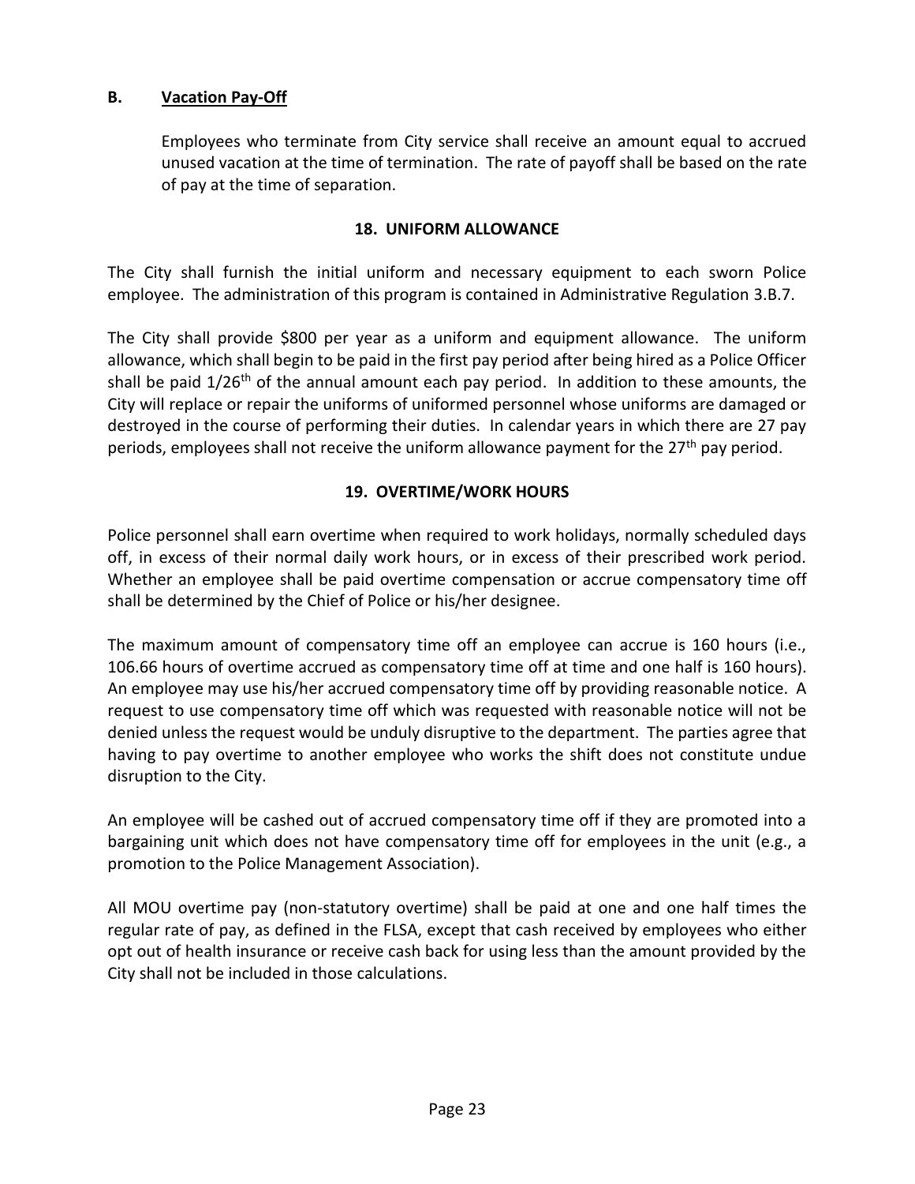### B. Vacation Pay-Off

Employees who terminate from City service shall receive an amount equal to accrued unused vacation at the time of termination. The rate of payoff shall be based on the rate of pay at the time of separation.

## 18. UNIFORM ALLOWANCE

The City shall furnish the initial uniform and necessary equipment to each sworn Police employee. The administration of this program is contained in Administrative Regulation 3.B.7.

The City shall provide $800 per year as a uniform and equipment allowance. The uniform allowance, which shall begin to be paid in the first pay period after being hired as a Police Officer shall be paid 1/26th of the annual amount each pay period. In addition to these amounts, the City will replace or repair the uniforms of uniformed personnel whose uniforms are damaged or destroyed in the course of performing their duties. In calendar years in which there are 27 pay periods, employees shall not receive the uniform allowance payment for the 27th pay period.

## 19. OVERTIME/WORK HOURS

Police personnel shall earn overtime when required to work holidays, normally scheduled days off, in excess of their normal daily work hours, or in excess of their prescribed work period. Whether an employee shall be paid overtime compensation or accrue compensatory time off shall be determined by the Chief of Police or his/her designee.

The maximum amount of compensatory time off an employee can accrue is 160 hours (i.e., 106.66 hours of overtime accrued as compensatory time off at time and one half is 160 hours). An employee may use his/her accrued compensatory time off by providing reasonable notice. A request to use compensatory time off which was requested with reasonable notice will not be denied unless the request would be unduly disruptive to the department. The parties agree that having to pay overtime to another employee who works the shift does not constitute undue disruption to the City.

An employee will be cashed out of accrued compensatory time off if they are promoted into a bargaining unit which does not have compensatory time off for employees in the unit (e.g., a promotion to the Police Management Association).

All MOU overtime pay (non-statutory overtime) shall be paid at one and one half times the regular rate of pay, as defined in the FLSA, except that cash received by employees who either opt out of health insurance or receive cash back for using less than the amount provided by the City shall not be included in those calculations.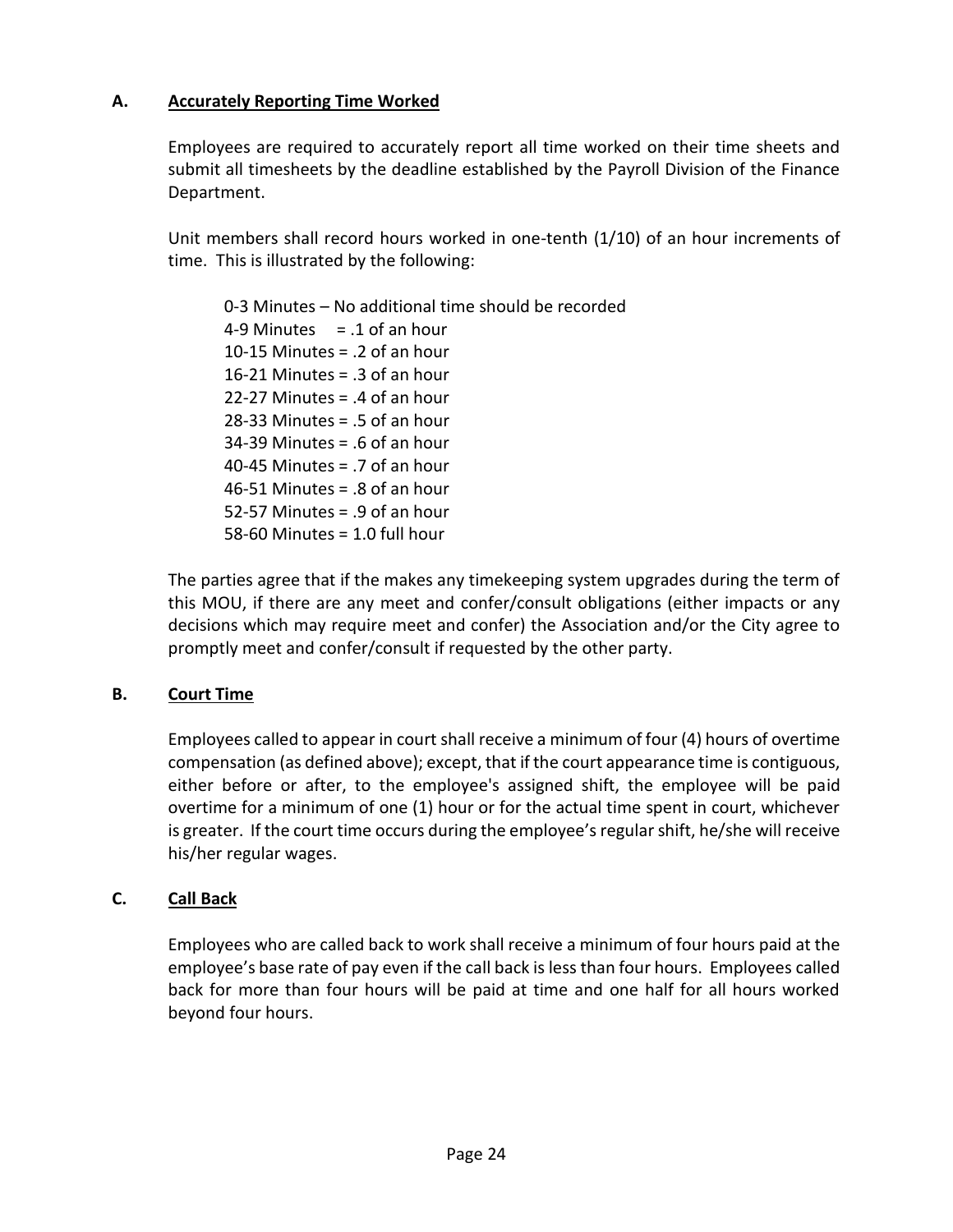### A. Accurately Reporting Time Worked

Employees are required to accurately report all time worked on their time sheets and submit all timesheets by the deadline established by the Payroll Division of the Finance Department.

Unit members shall record hours worked in one-tenth (1/10) of an hour increments of time. This is illustrated by the following:

0-3 Minutes – No additional time should be recorded
4-9 Minutes = .1 of an hour
10-15 Minutes = .2 of an hour
16-21 Minutes = .3 of an hour
22-27 Minutes = .4 of an hour
28-33 Minutes = .5 of an hour
34-39 Minutes = .6 of an hour
40-45 Minutes = .7 of an hour
46-51 Minutes = .8 of an hour
52-57 Minutes = .9 of an hour
58-60 Minutes = 1.0 full hour

The parties agree that if the makes any timekeeping system upgrades during the term of this MOU, if there are any meet and confer/consult obligations (either impacts or any decisions which may require meet and confer) the Association and/or the City agree to promptly meet and confer/consult if requested by the other party.

### B. Court Time

Employees called to appear in court shall receive a minimum of four (4) hours of overtime compensation (as defined above); except, that if the court appearance time is contiguous, either before or after, to the employee's assigned shift, the employee will be paid overtime for a minimum of one (1) hour or for the actual time spent in court, whichever is greater. If the court time occurs during the employee's regular shift, he/she will receive his/her regular wages.

### C. Call Back

Employees who are called back to work shall receive a minimum of four hours paid at the employee's base rate of pay even if the call back is less than four hours. Employees called back for more than four hours will be paid at time and one half for all hours worked beyond four hours.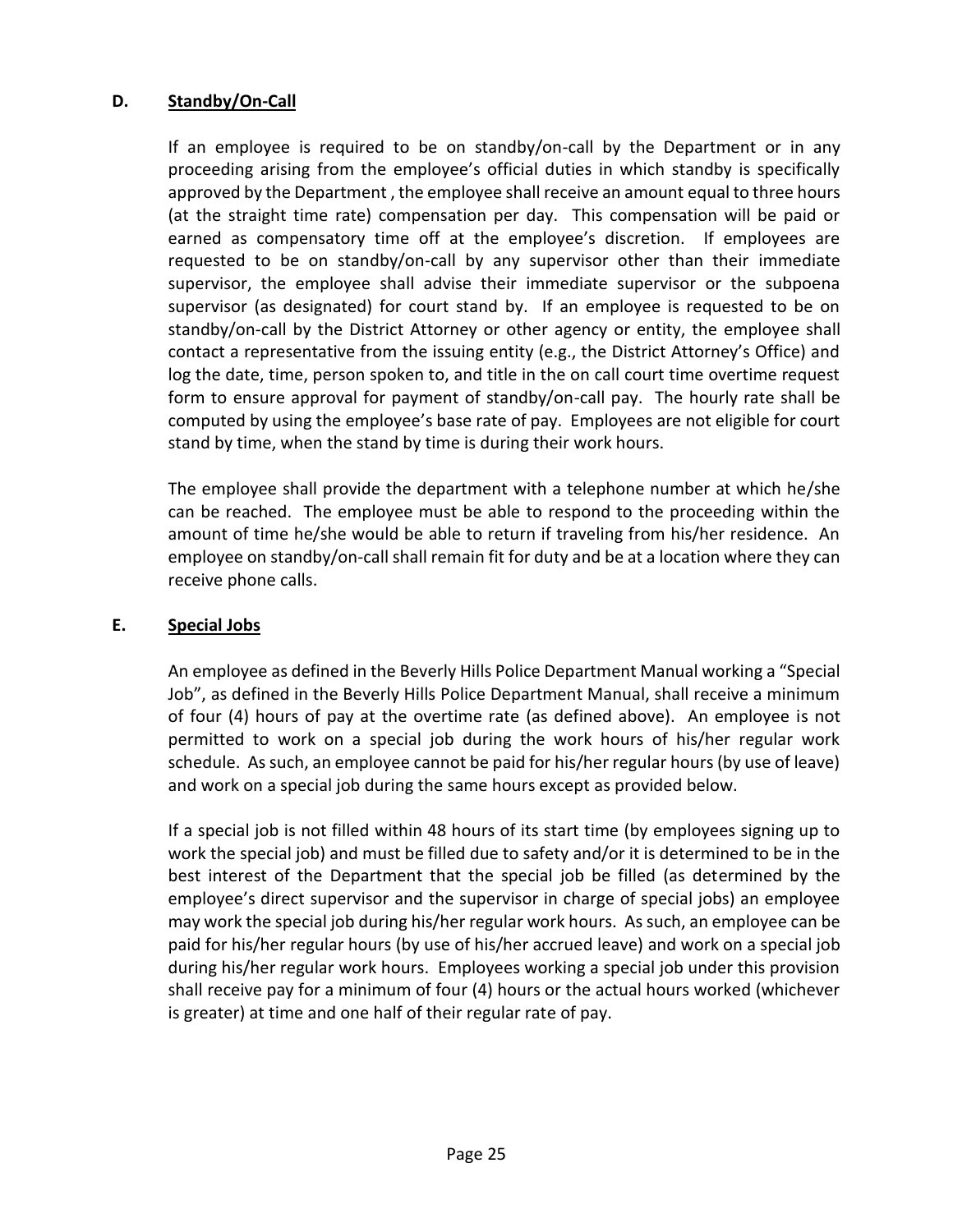### D. Standby/On-Call

If an employee is required to be on standby/on-call by the Department or in any proceeding arising from the employee's official duties in which standby is specifically approved by the Department , the employee shall receive an amount equal to three hours (at the straight time rate) compensation per day. This compensation will be paid or earned as compensatory time off at the employee's discretion. If employees are requested to be on standby/on-call by any supervisor other than their immediate supervisor, the employee shall advise their immediate supervisor or the subpoena supervisor (as designated) for court stand by. If an employee is requested to be on standby/on-call by the District Attorney or other agency or entity, the employee shall contact a representative from the issuing entity (e.g., the District Attorney's Office) and log the date, time, person spoken to, and title in the on call court time overtime request form to ensure approval for payment of standby/on-call pay. The hourly rate shall be computed by using the employee's base rate of pay. Employees are not eligible for court stand by time, when the stand by time is during their work hours.

The employee shall provide the department with a telephone number at which he/she can be reached. The employee must be able to respond to the proceeding within the amount of time he/she would be able to return if traveling from his/her residence. An employee on standby/on-call shall remain fit for duty and be at a location where they can receive phone calls.

### E. Special Jobs

An employee as defined in the Beverly Hills Police Department Manual working a "Special Job", as defined in the Beverly Hills Police Department Manual, shall receive a minimum of four (4) hours of pay at the overtime rate (as defined above). An employee is not permitted to work on a special job during the work hours of his/her regular work schedule. As such, an employee cannot be paid for his/her regular hours (by use of leave) and work on a special job during the same hours except as provided below.

If a special job is not filled within 48 hours of its start time (by employees signing up to work the special job) and must be filled due to safety and/or it is determined to be in the best interest of the Department that the special job be filled (as determined by the employee's direct supervisor and the supervisor in charge of special jobs) an employee may work the special job during his/her regular work hours. As such, an employee can be paid for his/her regular hours (by use of his/her accrued leave) and work on a special job during his/her regular work hours. Employees working a special job under this provision shall receive pay for a minimum of four (4) hours or the actual hours worked (whichever is greater) at time and one half of their regular rate of pay.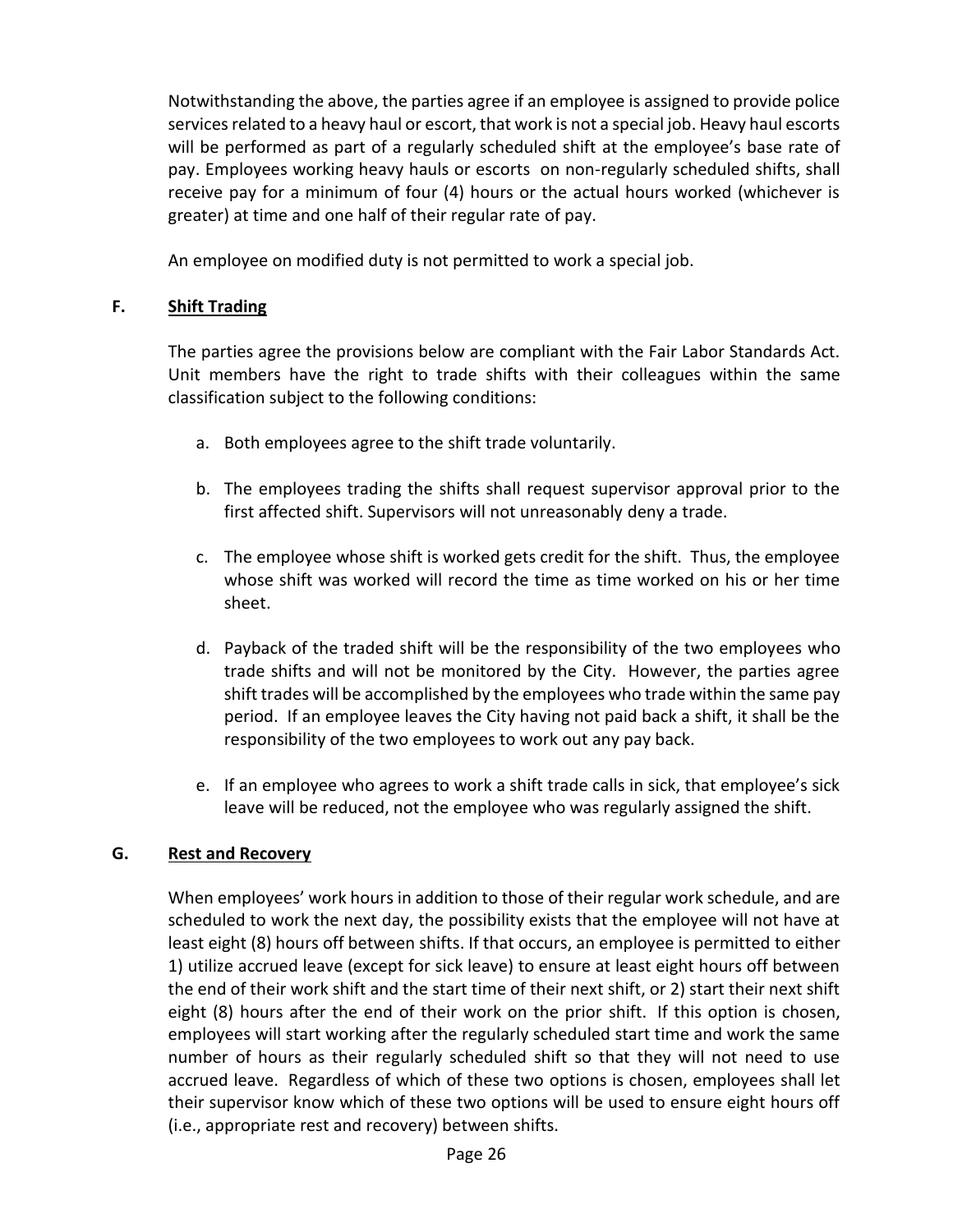Notwithstanding the above, the parties agree if an employee is assigned to provide police services related to a heavy haul or escort, that work is not a special job. Heavy haul escorts will be performed as part of a regularly scheduled shift at the employee's base rate of pay. Employees working heavy hauls or escorts on non-regularly scheduled shifts, shall receive pay for a minimum of four (4) hours or the actual hours worked (whichever is greater) at time and one half of their regular rate of pay.

An employee on modified duty is not permitted to work a special job.

### F. Shift Trading

The parties agree the provisions below are compliant with the Fair Labor Standards Act. Unit members have the right to trade shifts with their colleagues within the same classification subject to the following conditions:

a. Both employees agree to the shift trade voluntarily.

b. The employees trading the shifts shall request supervisor approval prior to the first affected shift. Supervisors will not unreasonably deny a trade.

c. The employee whose shift is worked gets credit for the shift. Thus, the employee whose shift was worked will record the time as time worked on his or her time sheet.

d. Payback of the traded shift will be the responsibility of the two employees who trade shifts and will not be monitored by the City. However, the parties agree shift trades will be accomplished by the employees who trade within the same pay period. If an employee leaves the City having not paid back a shift, it shall be the responsibility of the two employees to work out any pay back.

e. If an employee who agrees to work a shift trade calls in sick, that employee's sick leave will be reduced, not the employee who was regularly assigned the shift.

### G. Rest and Recovery

When employees' work hours in addition to those of their regular work schedule, and are scheduled to work the next day, the possibility exists that the employee will not have at least eight (8) hours off between shifts. If that occurs, an employee is permitted to either 1) utilize accrued leave (except for sick leave) to ensure at least eight hours off between the end of their work shift and the start time of their next shift, or 2) start their next shift eight (8) hours after the end of their work on the prior shift. If this option is chosen, employees will start working after the regularly scheduled start time and work the same number of hours as their regularly scheduled shift so that they will not need to use accrued leave. Regardless of which of these two options is chosen, employees shall let their supervisor know which of these two options will be used to ensure eight hours off (i.e., appropriate rest and recovery) between shifts.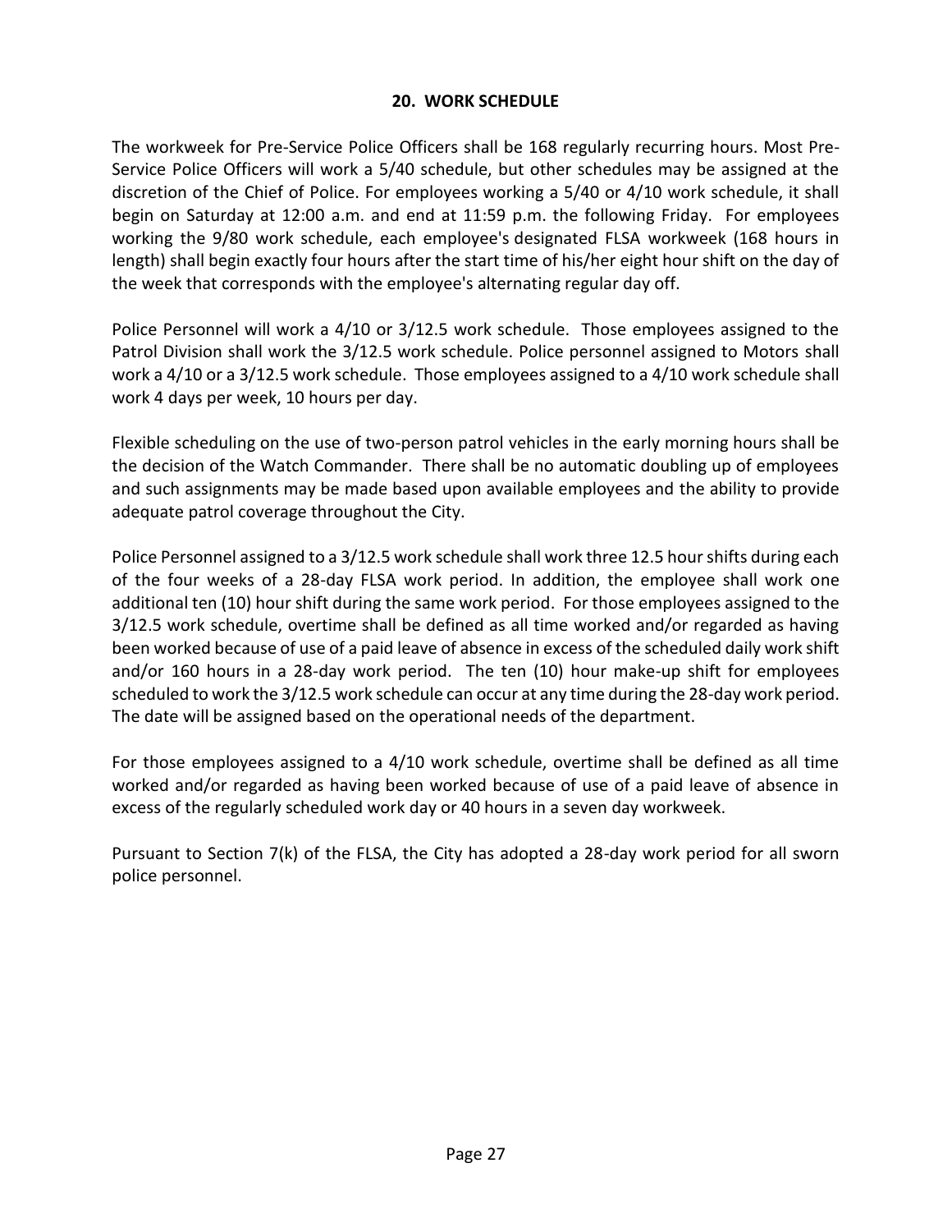## 20. WORK SCHEDULE

The workweek for Pre-Service Police Officers shall be 168 regularly recurring hours. Most Pre-Service Police Officers will work a 5/40 schedule, but other schedules may be assigned at the discretion of the Chief of Police. For employees working a 5/40 or 4/10 work schedule, it shall begin on Saturday at 12:00 a.m. and end at 11:59 p.m. the following Friday. For employees working the 9/80 work schedule, each employee's designated FLSA workweek (168 hours in length) shall begin exactly four hours after the start time of his/her eight hour shift on the day of the week that corresponds with the employee's alternating regular day off.

Police Personnel will work a 4/10 or 3/12.5 work schedule. Those employees assigned to the Patrol Division shall work the 3/12.5 work schedule. Police personnel assigned to Motors shall work a 4/10 or a 3/12.5 work schedule. Those employees assigned to a 4/10 work schedule shall work 4 days per week, 10 hours per day.

Flexible scheduling on the use of two-person patrol vehicles in the early morning hours shall be the decision of the Watch Commander. There shall be no automatic doubling up of employees and such assignments may be made based upon available employees and the ability to provide adequate patrol coverage throughout the City.

Police Personnel assigned to a 3/12.5 work schedule shall work three 12.5 hour shifts during each of the four weeks of a 28-day FLSA work period. In addition, the employee shall work one additional ten (10) hour shift during the same work period. For those employees assigned to the 3/12.5 work schedule, overtime shall be defined as all time worked and/or regarded as having been worked because of use of a paid leave of absence in excess of the scheduled daily work shift and/or 160 hours in a 28-day work period. The ten (10) hour make-up shift for employees scheduled to work the 3/12.5 work schedule can occur at any time during the 28-day work period. The date will be assigned based on the operational needs of the department.

For those employees assigned to a 4/10 work schedule, overtime shall be defined as all time worked and/or regarded as having been worked because of use of a paid leave of absence in excess of the regularly scheduled work day or 40 hours in a seven day workweek.

Pursuant to Section 7(k) of the FLSA, the City has adopted a 28-day work period for all sworn police personnel.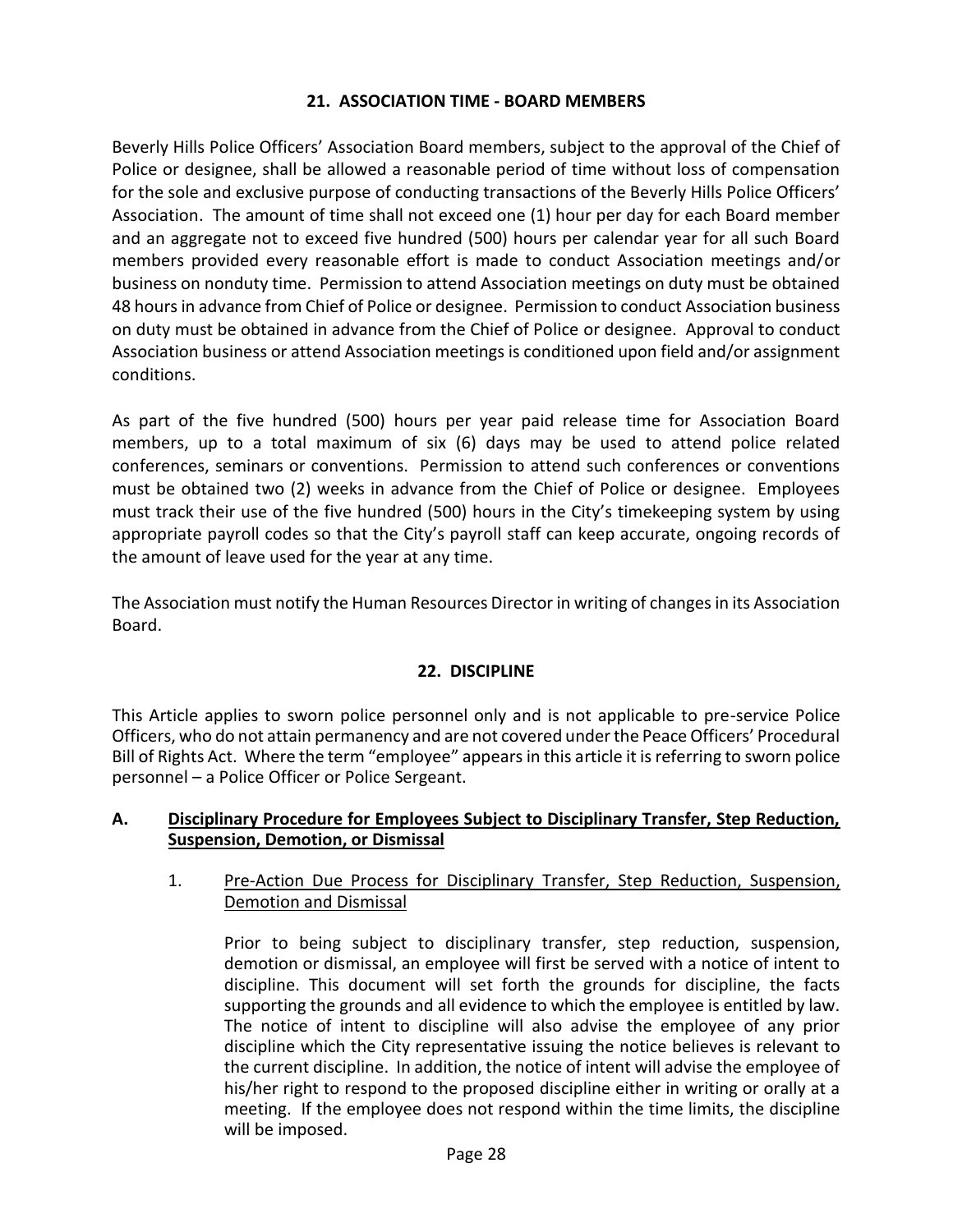## 21. ASSOCIATION TIME - BOARD MEMBERS

Beverly Hills Police Officers' Association Board members, subject to the approval of the Chief of Police or designee, shall be allowed a reasonable period of time without loss of compensation for the sole and exclusive purpose of conducting transactions of the Beverly Hills Police Officers' Association. The amount of time shall not exceed one (1) hour per day for each Board member and an aggregate not to exceed five hundred (500) hours per calendar year for all such Board members provided every reasonable effort is made to conduct Association meetings and/or business on nonduty time. Permission to attend Association meetings on duty must be obtained 48 hours in advance from Chief of Police or designee. Permission to conduct Association business on duty must be obtained in advance from the Chief of Police or designee. Approval to conduct Association business or attend Association meetings is conditioned upon field and/or assignment conditions.

As part of the five hundred (500) hours per year paid release time for Association Board members, up to a total maximum of six (6) days may be used to attend police related conferences, seminars or conventions. Permission to attend such conferences or conventions must be obtained two (2) weeks in advance from the Chief of Police or designee. Employees must track their use of the five hundred (500) hours in the City's timekeeping system by using appropriate payroll codes so that the City's payroll staff can keep accurate, ongoing records of the amount of leave used for the year at any time.

The Association must notify the Human Resources Director in writing of changes in its Association Board.

## 22. DISCIPLINE

This Article applies to sworn police personnel only and is not applicable to pre-service Police Officers, who do not attain permanency and are not covered under the Peace Officers' Procedural Bill of Rights Act. Where the term "employee" appears in this article it is referring to sworn police personnel – a Police Officer or Police Sergeant.

### A. Disciplinary Procedure for Employees Subject to Disciplinary Transfer, Step Reduction, Suspension, Demotion, or Dismissal

1. Pre-Action Due Process for Disciplinary Transfer, Step Reduction, Suspension, Demotion and Dismissal

   Prior to being subject to disciplinary transfer, step reduction, suspension, demotion or dismissal, an employee will first be served with a notice of intent to discipline. This document will set forth the grounds for discipline, the facts supporting the grounds and all evidence to which the employee is entitled by law. The notice of intent to discipline will also advise the employee of any prior discipline which the City representative issuing the notice believes is relevant to the current discipline. In addition, the notice of intent will advise the employee of his/her right to respond to the proposed discipline either in writing or orally at a meeting. If the employee does not respond within the time limits, the discipline will be imposed.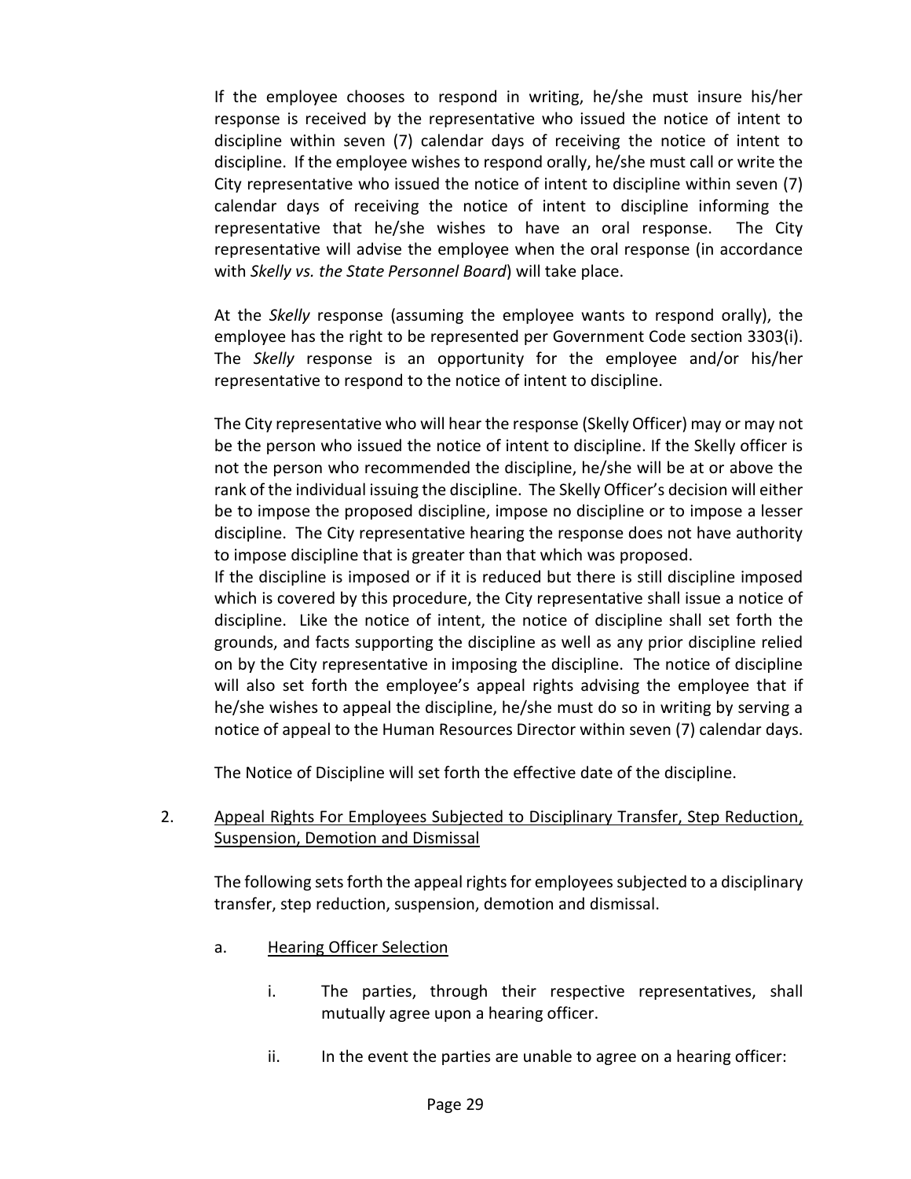If the employee chooses to respond in writing, he/she must insure his/her response is received by the representative who issued the notice of intent to discipline within seven (7) calendar days of receiving the notice of intent to discipline. If the employee wishes to respond orally, he/she must call or write the City representative who issued the notice of intent to discipline within seven (7) calendar days of receiving the notice of intent to discipline informing the representative that he/she wishes to have an oral response. The City representative will advise the employee when the oral response (in accordance with *Skelly vs. the State Personnel Board*) will take place.

At the *Skelly* response (assuming the employee wants to respond orally), the employee has the right to be represented per Government Code section 3303(i). The *Skelly* response is an opportunity for the employee and/or his/her representative to respond to the notice of intent to discipline.

The City representative who will hear the response (Skelly Officer) may or may not be the person who issued the notice of intent to discipline. If the Skelly officer is not the person who recommended the discipline, he/she will be at or above the rank of the individual issuing the discipline. The Skelly Officer's decision will either be to impose the proposed discipline, impose no discipline or to impose a lesser discipline. The City representative hearing the response does not have authority to impose discipline that is greater than that which was proposed.

If the discipline is imposed or if it is reduced but there is still discipline imposed which is covered by this procedure, the City representative shall issue a notice of discipline. Like the notice of intent, the notice of discipline shall set forth the grounds, and facts supporting the discipline as well as any prior discipline relied on by the City representative in imposing the discipline. The notice of discipline will also set forth the employee's appeal rights advising the employee that if he/she wishes to appeal the discipline, he/she must do so in writing by serving a notice of appeal to the Human Resources Director within seven (7) calendar days.

The Notice of Discipline will set forth the effective date of the discipline.

2. Appeal Rights For Employees Subjected to Disciplinary Transfer, Step Reduction, Suspension, Demotion and Dismissal

   The following sets forth the appeal rights for employees subjected to a disciplinary transfer, step reduction, suspension, demotion and dismissal.

   a. Hearing Officer Selection

      i. The parties, through their respective representatives, shall mutually agree upon a hearing officer.

      ii. In the event the parties are unable to agree on a hearing officer: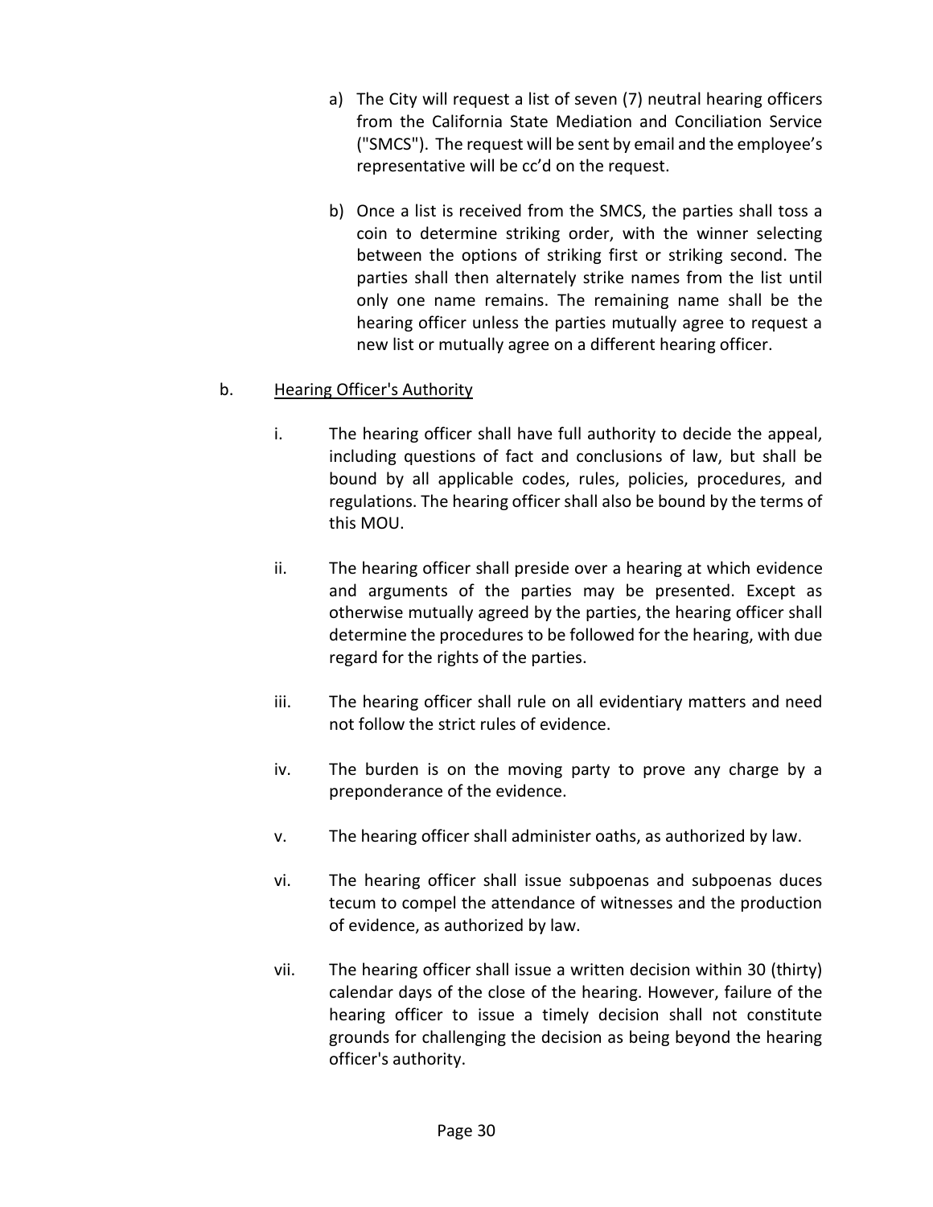a) The City will request a list of seven (7) neutral hearing officers from the California State Mediation and Conciliation Service ("SMCS"). The request will be sent by email and the employee's representative will be cc'd on the request.

b) Once a list is received from the SMCS, the parties shall toss a coin to determine striking order, with the winner selecting between the options of striking first or striking second. The parties shall then alternately strike names from the list until only one name remains. The remaining name shall be the hearing officer unless the parties mutually agree to request a new list or mutually agree on a different hearing officer.

b. <u>Hearing Officer's Authority</u>

i. The hearing officer shall have full authority to decide the appeal, including questions of fact and conclusions of law, but shall be bound by all applicable codes, rules, policies, procedures, and regulations. The hearing officer shall also be bound by the terms of this MOU.

ii. The hearing officer shall preside over a hearing at which evidence and arguments of the parties may be presented. Except as otherwise mutually agreed by the parties, the hearing officer shall determine the procedures to be followed for the hearing, with due regard for the rights of the parties.

iii. The hearing officer shall rule on all evidentiary matters and need not follow the strict rules of evidence.

iv. The burden is on the moving party to prove any charge by a preponderance of the evidence.

v. The hearing officer shall administer oaths, as authorized by law.

vi. The hearing officer shall issue subpoenas and subpoenas duces tecum to compel the attendance of witnesses and the production of evidence, as authorized by law.

vii. The hearing officer shall issue a written decision within 30 (thirty) calendar days of the close of the hearing. However, failure of the hearing officer to issue a timely decision shall not constitute grounds for challenging the decision as being beyond the hearing officer's authority.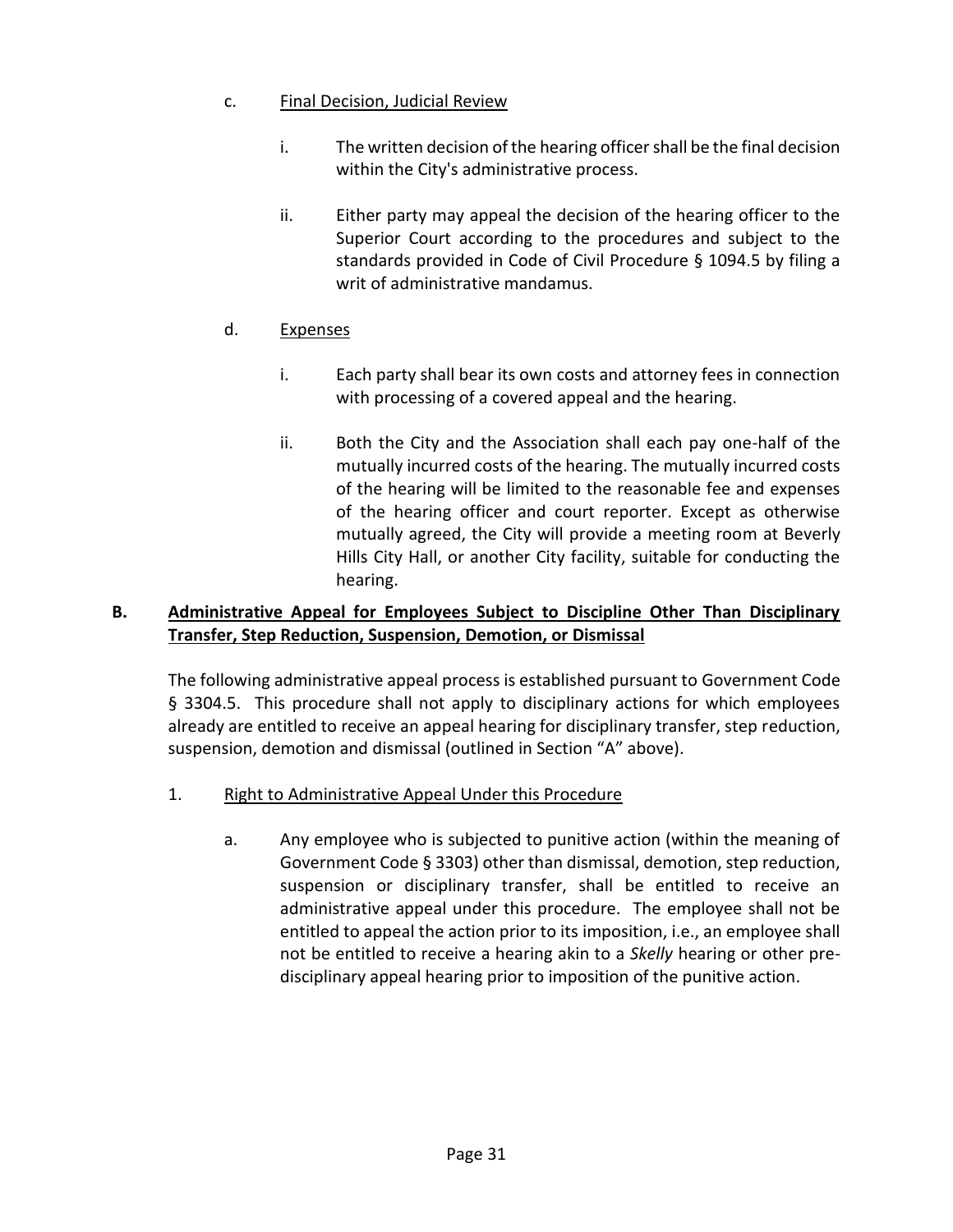c. <u>Final Decision, Judicial Review</u>

   i. The written decision of the hearing officer shall be the final decision within the City's administrative process.

   ii. Either party may appeal the decision of the hearing officer to the Superior Court according to the procedures and subject to the standards provided in Code of Civil Procedure § 1094.5 by filing a writ of administrative mandamus.

d. <u>Expenses</u>

   i. Each party shall bear its own costs and attorney fees in connection with processing of a covered appeal and the hearing.

   ii. Both the City and the Association shall each pay one-half of the mutually incurred costs of the hearing. The mutually incurred costs of the hearing will be limited to the reasonable fee and expenses of the hearing officer and court reporter. Except as otherwise mutually agreed, the City will provide a meeting room at Beverly Hills City Hall, or another City facility, suitable for conducting the hearing.

**B. <u>Administrative Appeal for Employees Subject to Discipline Other Than Disciplinary Transfer, Step Reduction, Suspension, Demotion, or Dismissal</u>**

The following administrative appeal process is established pursuant to Government Code § 3304.5. This procedure shall not apply to disciplinary actions for which employees already are entitled to receive an appeal hearing for disciplinary transfer, step reduction, suspension, demotion and dismissal (outlined in Section "A" above).

1. <u>Right to Administrative Appeal Under this Procedure</u>

   a. Any employee who is subjected to punitive action (within the meaning of Government Code § 3303) other than dismissal, demotion, step reduction, suspension or disciplinary transfer, shall be entitled to receive an administrative appeal under this procedure. The employee shall not be entitled to appeal the action prior to its imposition, i.e., an employee shall not be entitled to receive a hearing akin to a *Skelly* hearing or other pre-disciplinary appeal hearing prior to imposition of the punitive action.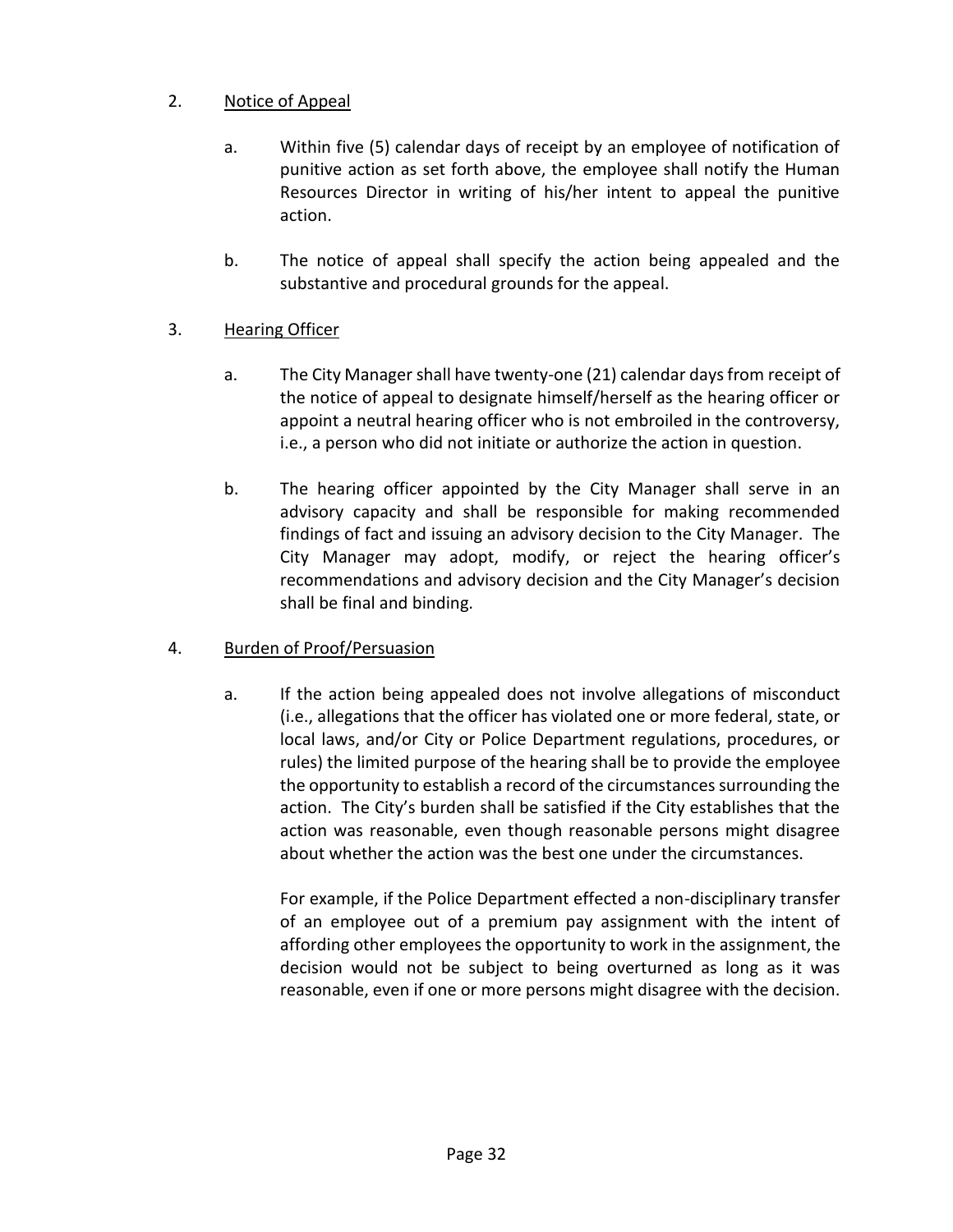2. Notice of Appeal

   a. Within five (5) calendar days of receipt by an employee of notification of punitive action as set forth above, the employee shall notify the Human Resources Director in writing of his/her intent to appeal the punitive action.

   b. The notice of appeal shall specify the action being appealed and the substantive and procedural grounds for the appeal.

3. Hearing Officer

   a. The City Manager shall have twenty-one (21) calendar days from receipt of the notice of appeal to designate himself/herself as the hearing officer or appoint a neutral hearing officer who is not embroiled in the controversy, i.e., a person who did not initiate or authorize the action in question.

   b. The hearing officer appointed by the City Manager shall serve in an advisory capacity and shall be responsible for making recommended findings of fact and issuing an advisory decision to the City Manager. The City Manager may adopt, modify, or reject the hearing officer's recommendations and advisory decision and the City Manager's decision shall be final and binding.

4. Burden of Proof/Persuasion

   a. If the action being appealed does not involve allegations of misconduct (i.e., allegations that the officer has violated one or more federal, state, or local laws, and/or City or Police Department regulations, procedures, or rules) the limited purpose of the hearing shall be to provide the employee the opportunity to establish a record of the circumstances surrounding the action. The City's burden shall be satisfied if the City establishes that the action was reasonable, even though reasonable persons might disagree about whether the action was the best one under the circumstances.

      For example, if the Police Department effected a non-disciplinary transfer of an employee out of a premium pay assignment with the intent of affording other employees the opportunity to work in the assignment, the decision would not be subject to being overturned as long as it was reasonable, even if one or more persons might disagree with the decision.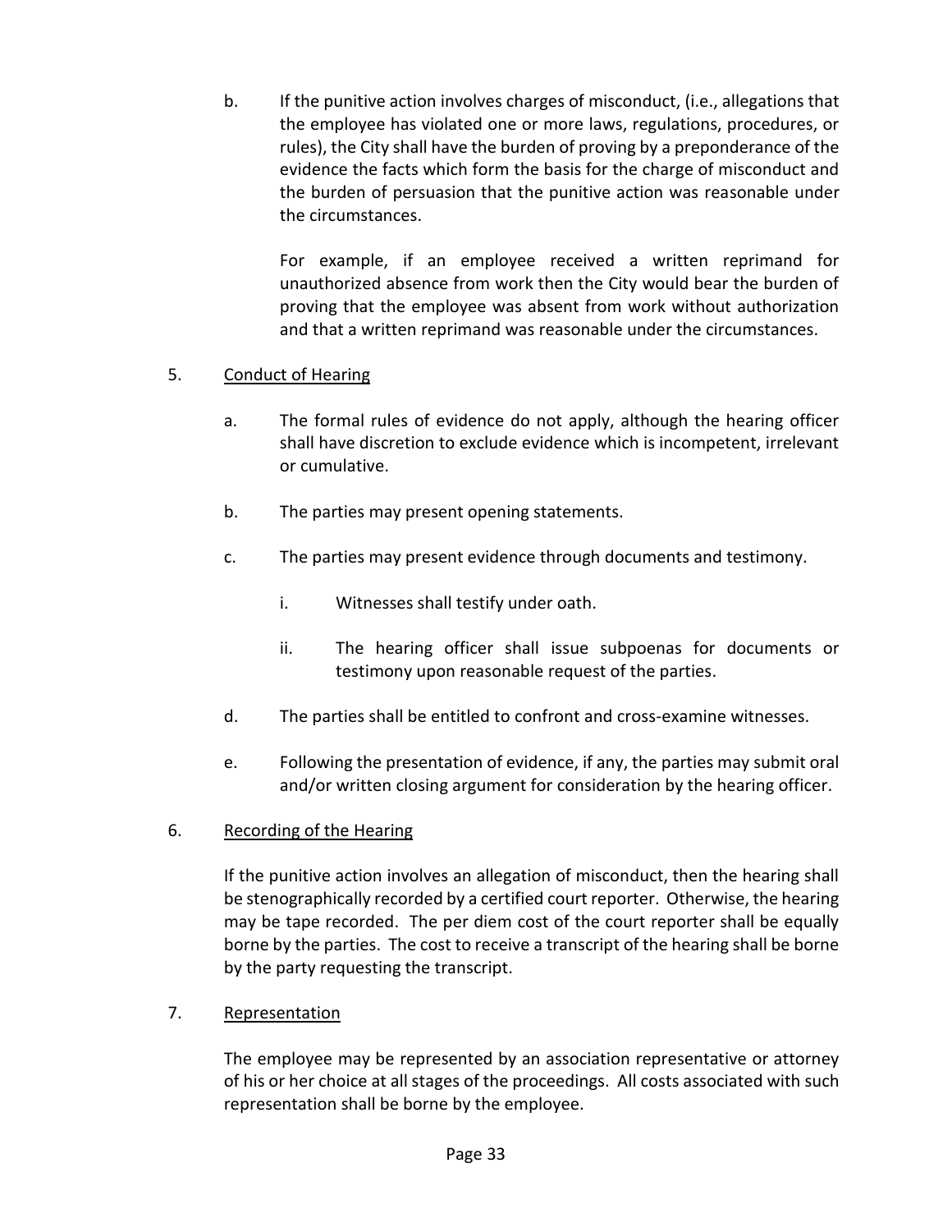b. If the punitive action involves charges of misconduct, (i.e., allegations that the employee has violated one or more laws, regulations, procedures, or rules), the City shall have the burden of proving by a preponderance of the evidence the facts which form the basis for the charge of misconduct and the burden of persuasion that the punitive action was reasonable under the circumstances.

   For example, if an employee received a written reprimand for unauthorized absence from work then the City would bear the burden of proving that the employee was absent from work without authorization and that a written reprimand was reasonable under the circumstances.

5. <u>Conduct of Hearing</u>

   a. The formal rules of evidence do not apply, although the hearing officer shall have discretion to exclude evidence which is incompetent, irrelevant or cumulative.

   b. The parties may present opening statements.

   c. The parties may present evidence through documents and testimony.

      i. Witnesses shall testify under oath.

      ii. The hearing officer shall issue subpoenas for documents or testimony upon reasonable request of the parties.

   d. The parties shall be entitled to confront and cross-examine witnesses.

   e. Following the presentation of evidence, if any, the parties may submit oral and/or written closing argument for consideration by the hearing officer.

6. <u>Recording of the Hearing</u>

   If the punitive action involves an allegation of misconduct, then the hearing shall be stenographically recorded by a certified court reporter. Otherwise, the hearing may be tape recorded. The per diem cost of the court reporter shall be equally borne by the parties. The cost to receive a transcript of the hearing shall be borne by the party requesting the transcript.

7. <u>Representation</u>

   The employee may be represented by an association representative or attorney of his or her choice at all stages of the proceedings. All costs associated with such representation shall be borne by the employee.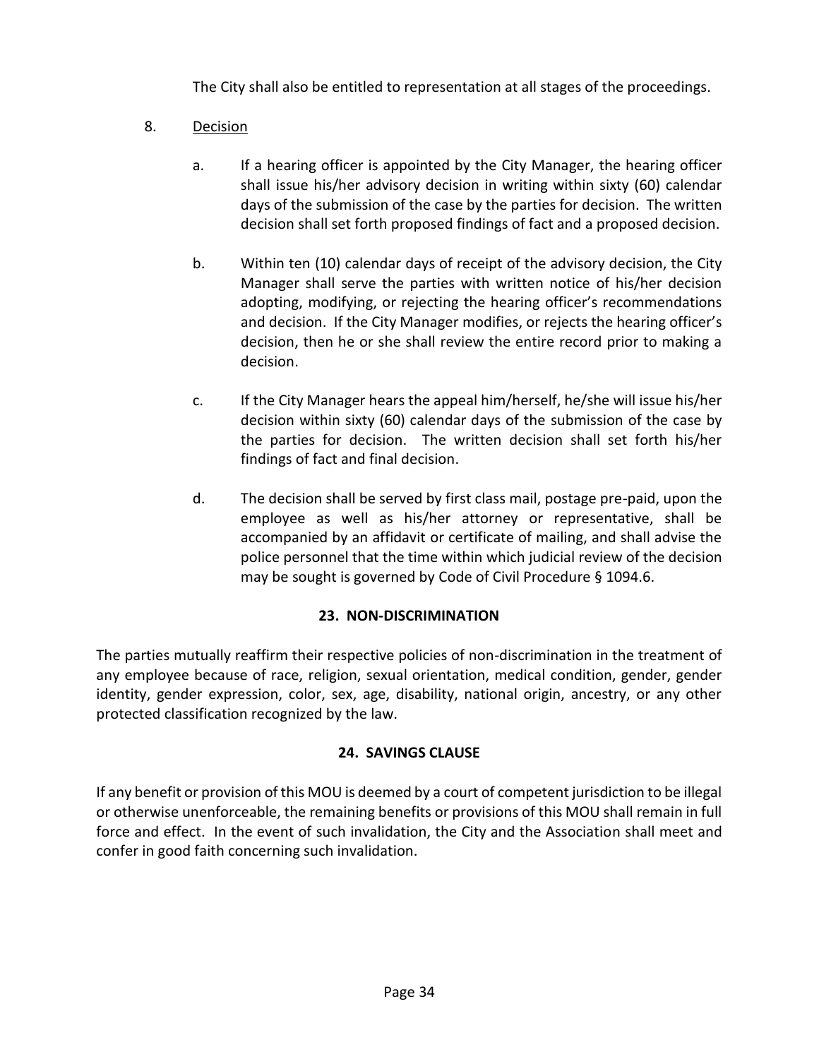The City shall also be entitled to representation at all stages of the proceedings.

8. Decision

a. If a hearing officer is appointed by the City Manager, the hearing officer shall issue his/her advisory decision in writing within sixty (60) calendar days of the submission of the case by the parties for decision. The written decision shall set forth proposed findings of fact and a proposed decision.

b. Within ten (10) calendar days of receipt of the advisory decision, the City Manager shall serve the parties with written notice of his/her decision adopting, modifying, or rejecting the hearing officer's recommendations and decision. If the City Manager modifies, or rejects the hearing officer's decision, then he or she shall review the entire record prior to making a decision.

c. If the City Manager hears the appeal him/herself, he/she will issue his/her decision within sixty (60) calendar days of the submission of the case by the parties for decision. The written decision shall set forth his/her findings of fact and final decision.

d. The decision shall be served by first class mail, postage pre-paid, upon the employee as well as his/her attorney or representative, shall be accompanied by an affidavit or certificate of mailing, and shall advise the police personnel that the time within which judicial review of the decision may be sought is governed by Code of Civil Procedure § 1094.6.

## 23. NON-DISCRIMINATION

The parties mutually reaffirm their respective policies of non-discrimination in the treatment of any employee because of race, religion, sexual orientation, medical condition, gender, gender identity, gender expression, color, sex, age, disability, national origin, ancestry, or any other protected classification recognized by the law.

## 24. SAVINGS CLAUSE

If any benefit or provision of this MOU is deemed by a court of competent jurisdiction to be illegal or otherwise unenforceable, the remaining benefits or provisions of this MOU shall remain in full force and effect. In the event of such invalidation, the City and the Association shall meet and confer in good faith concerning such invalidation.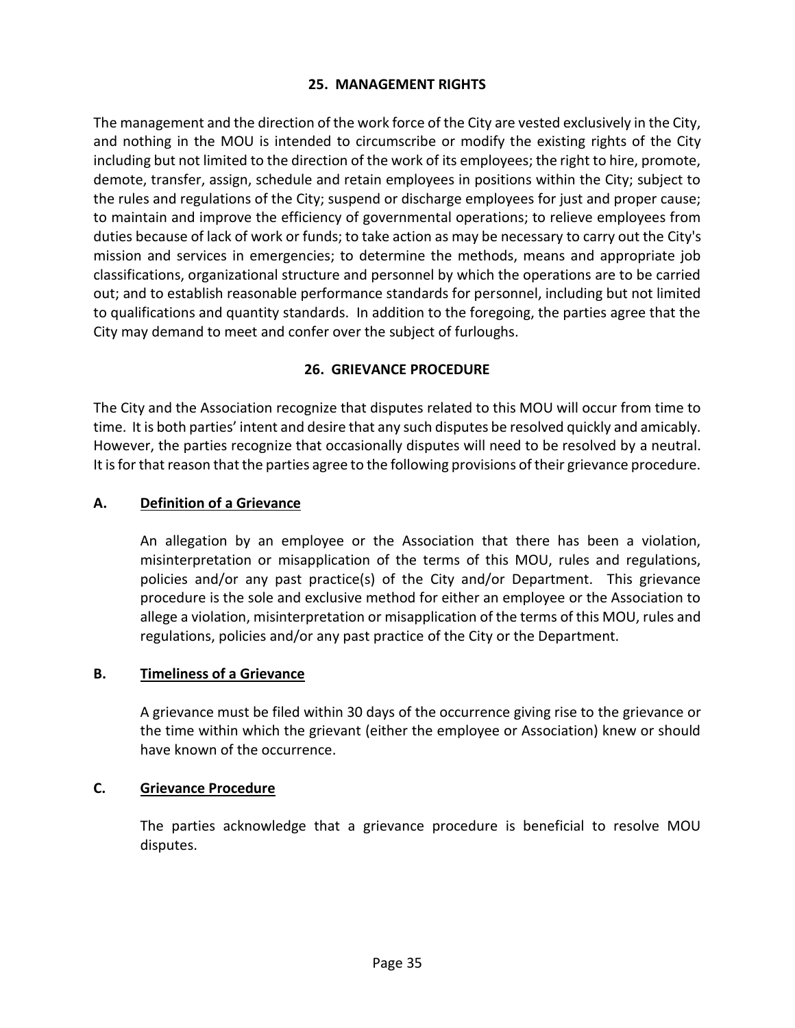## 25. MANAGEMENT RIGHTS

The management and the direction of the work force of the City are vested exclusively in the City, and nothing in the MOU is intended to circumscribe or modify the existing rights of the City including but not limited to the direction of the work of its employees; the right to hire, promote, demote, transfer, assign, schedule and retain employees in positions within the City; subject to the rules and regulations of the City; suspend or discharge employees for just and proper cause; to maintain and improve the efficiency of governmental operations; to relieve employees from duties because of lack of work or funds; to take action as may be necessary to carry out the City's mission and services in emergencies; to determine the methods, means and appropriate job classifications, organizational structure and personnel by which the operations are to be carried out; and to establish reasonable performance standards for personnel, including but not limited to qualifications and quantity standards. In addition to the foregoing, the parties agree that the City may demand to meet and confer over the subject of furloughs.

## 26. GRIEVANCE PROCEDURE

The City and the Association recognize that disputes related to this MOU will occur from time to time. It is both parties' intent and desire that any such disputes be resolved quickly and amicably. However, the parties recognize that occasionally disputes will need to be resolved by a neutral. It is for that reason that the parties agree to the following provisions of their grievance procedure.

### A. Definition of a Grievance

An allegation by an employee or the Association that there has been a violation, misinterpretation or misapplication of the terms of this MOU, rules and regulations, policies and/or any past practice(s) of the City and/or Department. This grievance procedure is the sole and exclusive method for either an employee or the Association to allege a violation, misinterpretation or misapplication of the terms of this MOU, rules and regulations, policies and/or any past practice of the City or the Department.

### B. Timeliness of a Grievance

A grievance must be filed within 30 days of the occurrence giving rise to the grievance or the time within which the grievant (either the employee or Association) knew or should have known of the occurrence.

### C. Grievance Procedure

The parties acknowledge that a grievance procedure is beneficial to resolve MOU disputes.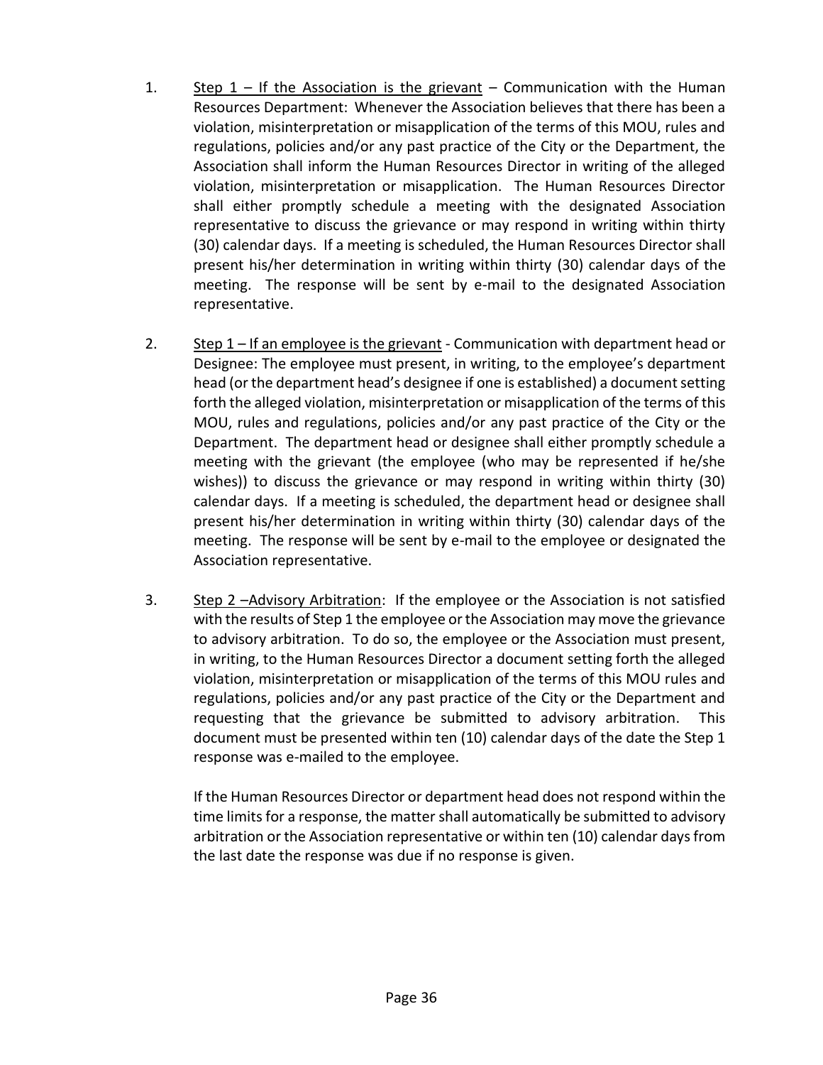1. <u>Step 1 – If the Association is the grievant</u> – Communication with the Human Resources Department: Whenever the Association believes that there has been a violation, misinterpretation or misapplication of the terms of this MOU, rules and regulations, policies and/or any past practice of the City or the Department, the Association shall inform the Human Resources Director in writing of the alleged violation, misinterpretation or misapplication. The Human Resources Director shall either promptly schedule a meeting with the designated Association representative to discuss the grievance or may respond in writing within thirty (30) calendar days. If a meeting is scheduled, the Human Resources Director shall present his/her determination in writing within thirty (30) calendar days of the meeting. The response will be sent by e-mail to the designated Association representative.

2. <u>Step 1 – If an employee is the grievant</u> - Communication with department head or Designee: The employee must present, in writing, to the employee's department head (or the department head's designee if one is established) a document setting forth the alleged violation, misinterpretation or misapplication of the terms of this MOU, rules and regulations, policies and/or any past practice of the City or the Department. The department head or designee shall either promptly schedule a meeting with the grievant (the employee (who may be represented if he/she wishes)) to discuss the grievance or may respond in writing within thirty (30) calendar days. If a meeting is scheduled, the department head or designee shall present his/her determination in writing within thirty (30) calendar days of the meeting. The response will be sent by e-mail to the employee or designated the Association representative.

3. <u>Step 2 –Advisory Arbitration</u>: If the employee or the Association is not satisfied with the results of Step 1 the employee or the Association may move the grievance to advisory arbitration. To do so, the employee or the Association must present, in writing, to the Human Resources Director a document setting forth the alleged violation, misinterpretation or misapplication of the terms of this MOU rules and regulations, policies and/or any past practice of the City or the Department and requesting that the grievance be submitted to advisory arbitration. This document must be presented within ten (10) calendar days of the date the Step 1 response was e-mailed to the employee.

   If the Human Resources Director or department head does not respond within the time limits for a response, the matter shall automatically be submitted to advisory arbitration or the Association representative or within ten (10) calendar days from the last date the response was due if no response is given.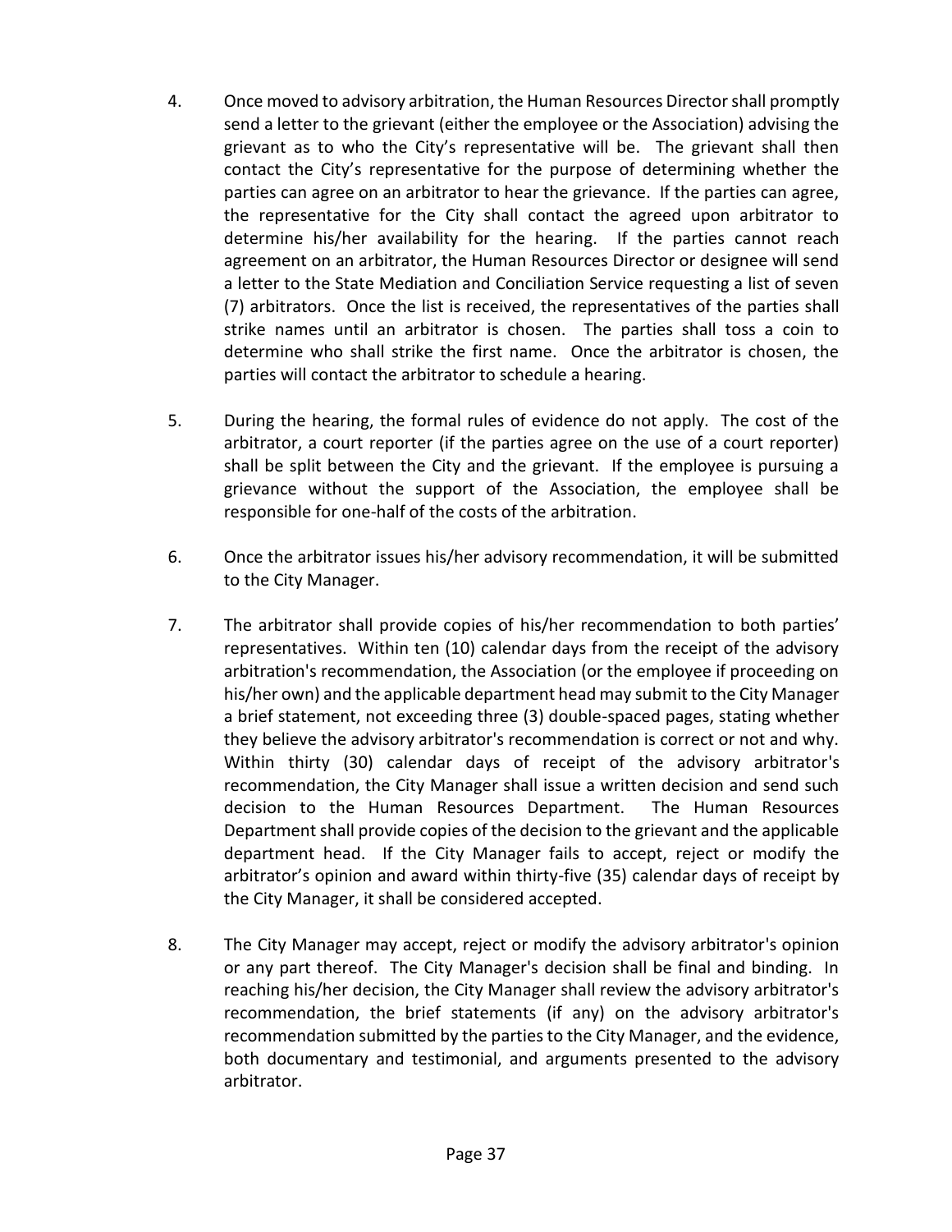4. Once moved to advisory arbitration, the Human Resources Director shall promptly send a letter to the grievant (either the employee or the Association) advising the grievant as to who the City's representative will be. The grievant shall then contact the City's representative for the purpose of determining whether the parties can agree on an arbitrator to hear the grievance. If the parties can agree, the representative for the City shall contact the agreed upon arbitrator to determine his/her availability for the hearing. If the parties cannot reach agreement on an arbitrator, the Human Resources Director or designee will send a letter to the State Mediation and Conciliation Service requesting a list of seven (7) arbitrators. Once the list is received, the representatives of the parties shall strike names until an arbitrator is chosen. The parties shall toss a coin to determine who shall strike the first name. Once the arbitrator is chosen, the parties will contact the arbitrator to schedule a hearing.

5. During the hearing, the formal rules of evidence do not apply. The cost of the arbitrator, a court reporter (if the parties agree on the use of a court reporter) shall be split between the City and the grievant. If the employee is pursuing a grievance without the support of the Association, the employee shall be responsible for one-half of the costs of the arbitration.

6. Once the arbitrator issues his/her advisory recommendation, it will be submitted to the City Manager.

7. The arbitrator shall provide copies of his/her recommendation to both parties' representatives. Within ten (10) calendar days from the receipt of the advisory arbitration's recommendation, the Association (or the employee if proceeding on his/her own) and the applicable department head may submit to the City Manager a brief statement, not exceeding three (3) double-spaced pages, stating whether they believe the advisory arbitrator's recommendation is correct or not and why. Within thirty (30) calendar days of receipt of the advisory arbitrator's recommendation, the City Manager shall issue a written decision and send such decision to the Human Resources Department. The Human Resources Department shall provide copies of the decision to the grievant and the applicable department head. If the City Manager fails to accept, reject or modify the arbitrator's opinion and award within thirty-five (35) calendar days of receipt by the City Manager, it shall be considered accepted.

8. The City Manager may accept, reject or modify the advisory arbitrator's opinion or any part thereof. The City Manager's decision shall be final and binding. In reaching his/her decision, the City Manager shall review the advisory arbitrator's recommendation, the brief statements (if any) on the advisory arbitrator's recommendation submitted by the parties to the City Manager, and the evidence, both documentary and testimonial, and arguments presented to the advisory arbitrator.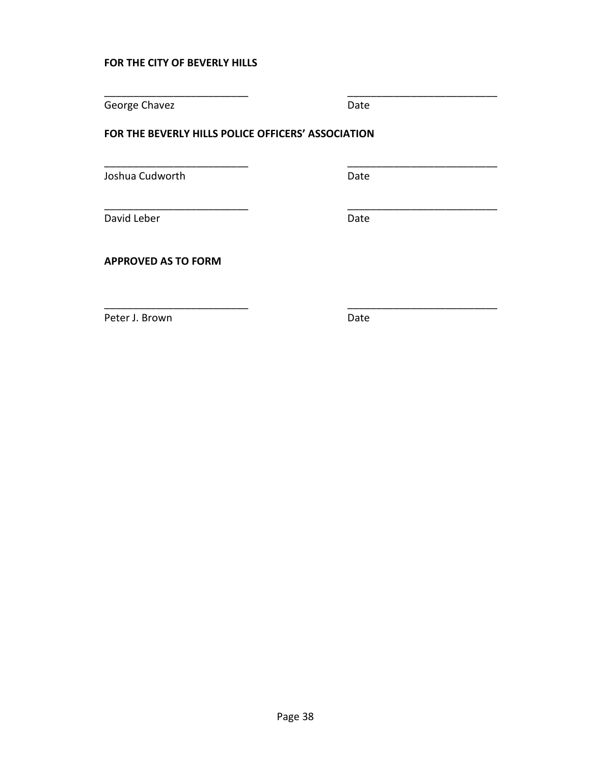**FOR THE CITY OF BEVERLY HILLS**

| ___________________________ | ___________________________ |
| --- | --- |
| George Chavez | Date |

**FOR THE BEVERLY HILLS POLICE OFFICERS' ASSOCIATION**

| ___________________________ | ___________________________ |
| --- | --- |
| Joshua Cudworth | Date |
| ___________________________ | ___________________________ |
| David Leber | Date |

**APPROVED AS TO FORM**

| ___________________________ | ___________________________ |
| --- | --- |
| Peter J. Brown | Date |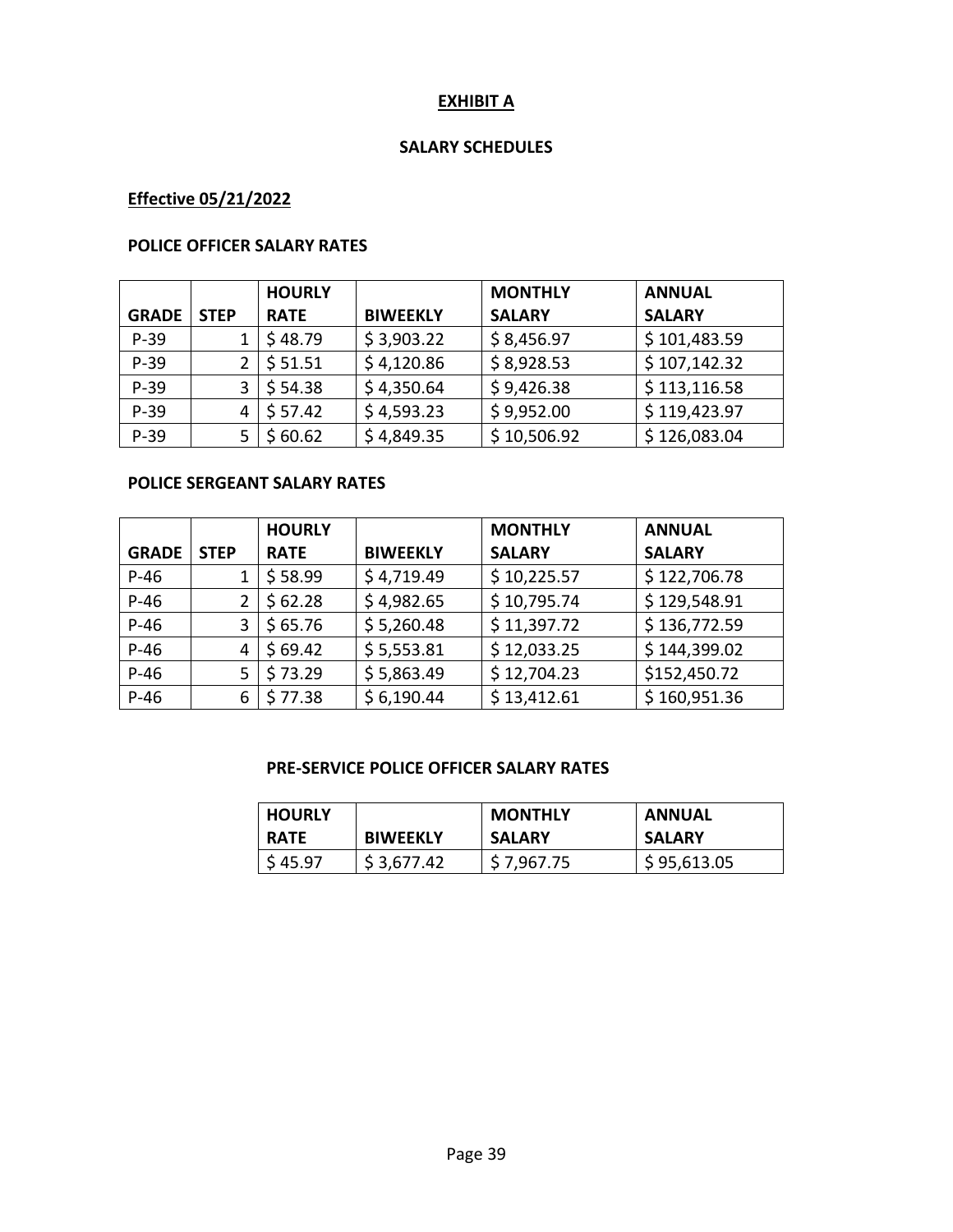## EXHIBIT A

## SALARY SCHEDULES

**Effective 05/21/2022**

**POLICE OFFICER SALARY RATES**

| GRADE | STEP | HOURLY RATE | BIWEEKLY | MONTHLY SALARY | ANNUAL SALARY |
|---|---|---|---|---|---|
| P-39 | 1 | $ 48.79 | $ 3,903.22 | $ 8,456.97 | $ 101,483.59 |
| P-39 | 2 | $ 51.51 | $ 4,120.86 | $ 8,928.53 | $ 107,142.32 |
| P-39 | 3 | $ 54.38 | $ 4,350.64 | $ 9,426.38 | $ 113,116.58 |
| P-39 | 4 | $ 57.42 | $ 4,593.23 | $ 9,952.00 | $ 119,423.97 |
| P-39 | 5 | $ 60.62 | $ 4,849.35 | $ 10,506.92 | $ 126,083.04 |

**POLICE SERGEANT SALARY RATES**

| GRADE | STEP | HOURLY RATE | BIWEEKLY | MONTHLY SALARY | ANNUAL SALARY |
|---|---|---|---|---|---|
| P-46 | 1 | $ 58.99 | $ 4,719.49 | $ 10,225.57 | $ 122,706.78 |
| P-46 | 2 | $ 62.28 | $ 4,982.65 | $ 10,795.74 | $ 129,548.91 |
| P-46 | 3 | $ 65.76 | $ 5,260.48 | $ 11,397.72 | $ 136,772.59 |
| P-46 | 4 | $ 69.42 | $ 5,553.81 | $ 12,033.25 | $ 144,399.02 |
| P-46 | 5 | $ 73.29 | $ 5,863.49 | $ 12,704.23 | $152,450.72 |
| P-46 | 6 | $ 77.38 | $ 6,190.44 | $ 13,412.61 | $ 160,951.36 |

**PRE-SERVICE POLICE OFFICER SALARY RATES**

| HOURLY RATE | BIWEEKLY | MONTHLY SALARY | ANNUAL SALARY |
|---|---|---|---|
| $ 45.97 | $ 3,677.42 | $ 7,967.75 | $ 95,613.05 |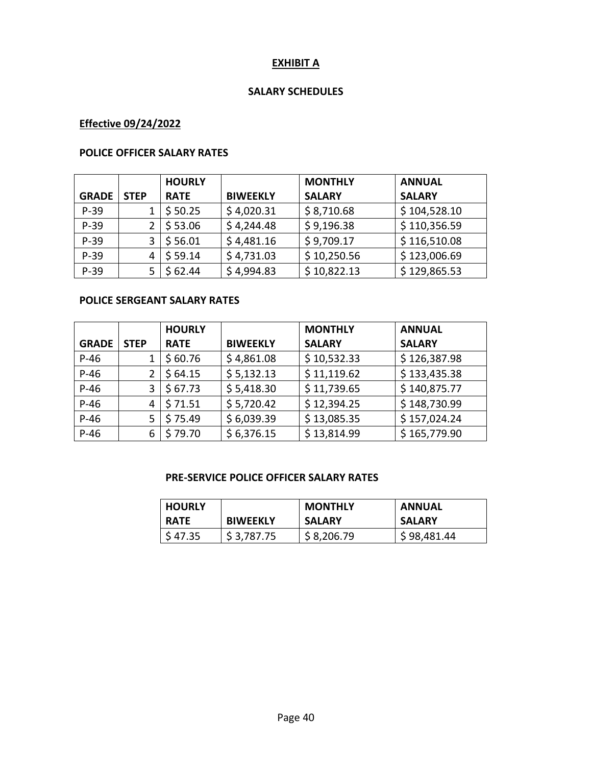## EXHIBIT A

### SALARY SCHEDULES

**Effective 09/24/2022**

**POLICE OFFICER SALARY RATES**

| GRADE | STEP | HOURLY RATE | BIWEEKLY | MONTHLY SALARY | ANNUAL SALARY |
|---|---|---|---|---|---|
| P-39 | 1 | $ 50.25 | $ 4,020.31 | $ 8,710.68 | $ 104,528.10 |
| P-39 | 2 | $ 53.06 | $ 4,244.48 | $ 9,196.38 | $ 110,356.59 |
| P-39 | 3 | $ 56.01 | $ 4,481.16 | $ 9,709.17 | $ 116,510.08 |
| P-39 | 4 | $ 59.14 | $ 4,731.03 | $ 10,250.56 | $ 123,006.69 |
| P-39 | 5 | $ 62.44 | $ 4,994.83 | $ 10,822.13 | $ 129,865.53 |

**POLICE SERGEANT SALARY RATES**

| GRADE | STEP | HOURLY RATE | BIWEEKLY | MONTHLY SALARY | ANNUAL SALARY |
|---|---|---|---|---|---|
| P-46 | 1 | $ 60.76 | $ 4,861.08 | $ 10,532.33 | $ 126,387.98 |
| P-46 | 2 | $ 64.15 | $ 5,132.13 | $ 11,119.62 | $ 133,435.38 |
| P-46 | 3 | $ 67.73 | $ 5,418.30 | $ 11,739.65 | $ 140,875.77 |
| P-46 | 4 | $ 71.51 | $ 5,720.42 | $ 12,394.25 | $ 148,730.99 |
| P-46 | 5 | $ 75.49 | $ 6,039.39 | $ 13,085.35 | $ 157,024.24 |
| P-46 | 6 | $ 79.70 | $ 6,376.15 | $ 13,814.99 | $ 165,779.90 |

**PRE-SERVICE POLICE OFFICER SALARY RATES**

| HOURLY RATE | BIWEEKLY | MONTHLY SALARY | ANNUAL SALARY |
|---|---|---|---|
| $ 47.35 | $ 3,787.75 | $ 8,206.79 | $ 98,481.44 |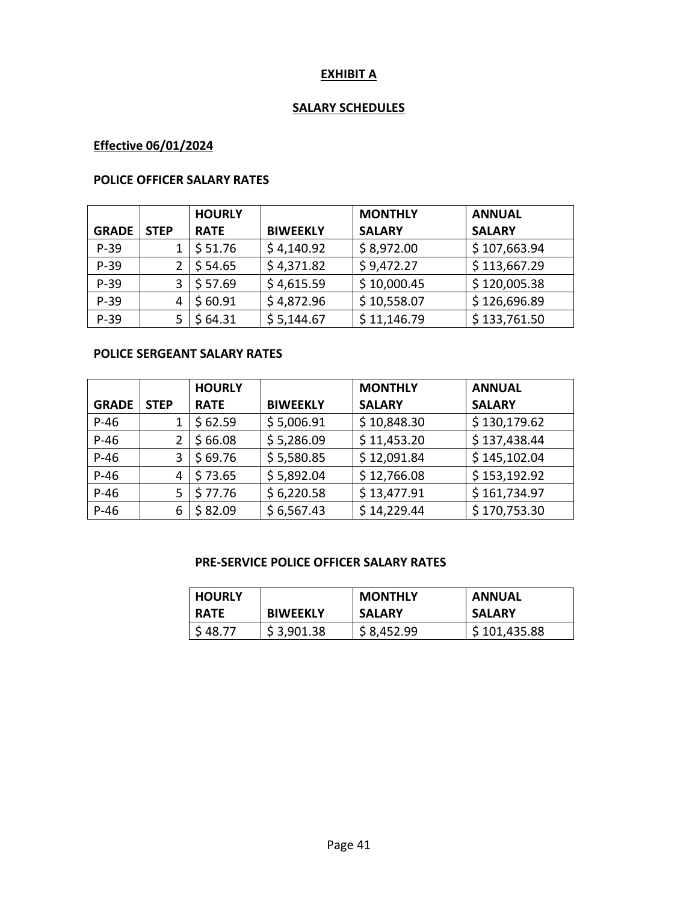# EXHIBIT A

## SALARY SCHEDULES

**Effective 06/01/2024**

**POLICE OFFICER SALARY RATES**

| GRADE | STEP | HOURLY RATE | BIWEEKLY | MONTHLY SALARY | ANNUAL SALARY |
|---|---|---|---|---|---|
| P-39 | 1 | $ 51.76 | $ 4,140.92 | $ 8,972.00 | $ 107,663.94 |
| P-39 | 2 | $ 54.65 | $ 4,371.82 | $ 9,472.27 | $ 113,667.29 |
| P-39 | 3 | $ 57.69 | $ 4,615.59 | $ 10,000.45 | $ 120,005.38 |
| P-39 | 4 | $ 60.91 | $ 4,872.96 | $ 10,558.07 | $ 126,696.89 |
| P-39 | 5 | $ 64.31 | $ 5,144.67 | $ 11,146.79 | $ 133,761.50 |

**POLICE SERGEANT SALARY RATES**

| GRADE | STEP | HOURLY RATE | BIWEEKLY | MONTHLY SALARY | ANNUAL SALARY |
|---|---|---|---|---|---|
| P-46 | 1 | $ 62.59 | $ 5,006.91 | $ 10,848.30 | $ 130,179.62 |
| P-46 | 2 | $ 66.08 | $ 5,286.09 | $ 11,453.20 | $ 137,438.44 |
| P-46 | 3 | $ 69.76 | $ 5,580.85 | $ 12,091.84 | $ 145,102.04 |
| P-46 | 4 | $ 73.65 | $ 5,892.04 | $ 12,766.08 | $ 153,192.92 |
| P-46 | 5 | $ 77.76 | $ 6,220.58 | $ 13,477.91 | $ 161,734.97 |
| P-46 | 6 | $ 82.09 | $ 6,567.43 | $ 14,229.44 | $ 170,753.30 |

**PRE-SERVICE POLICE OFFICER SALARY RATES**

| HOURLY RATE | BIWEEKLY | MONTHLY SALARY | ANNUAL SALARY |
|---|---|---|---|
| $ 48.77 | $ 3,901.38 | $ 8,452.99 | $ 101,435.88 |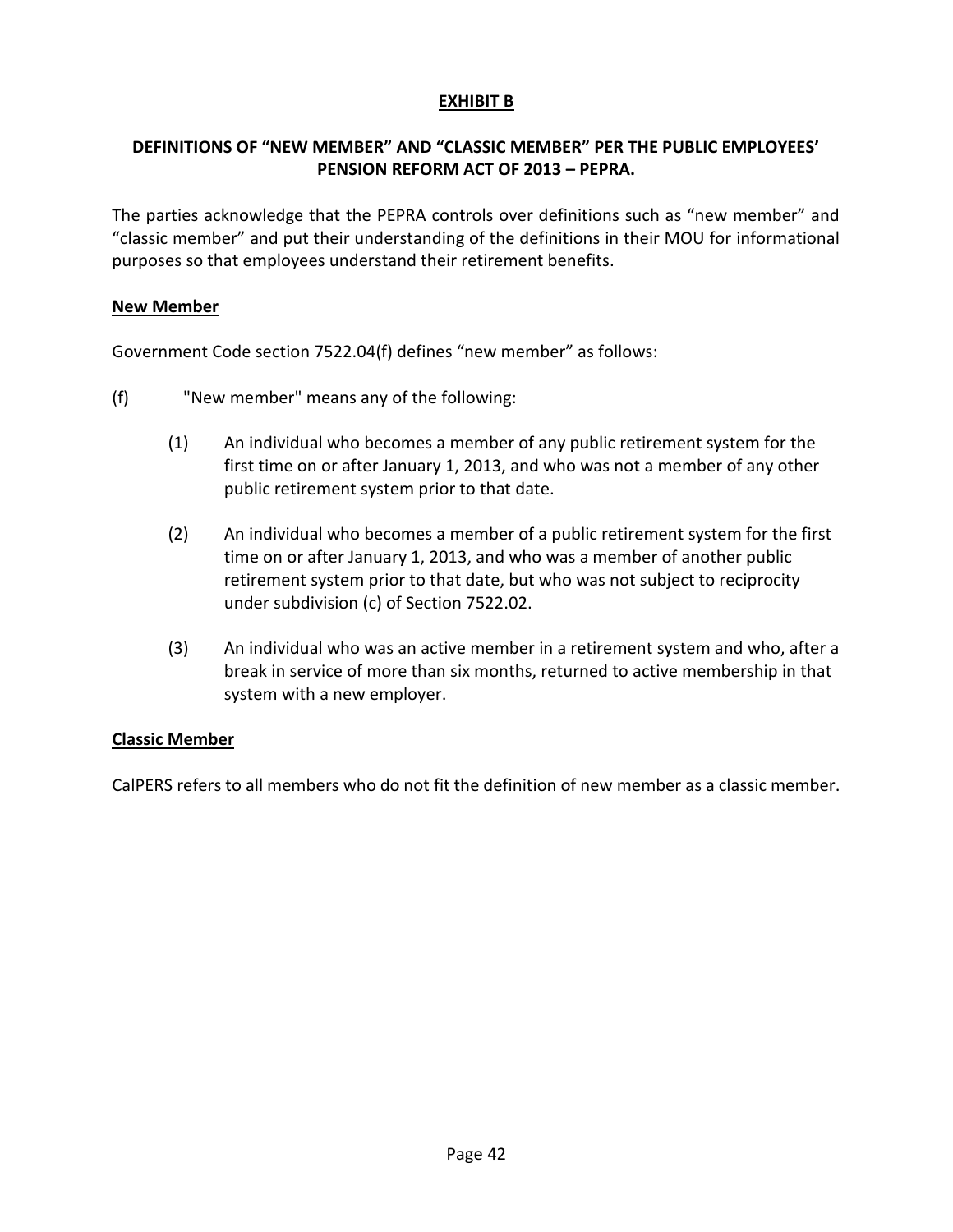# EXHIBIT B

## DEFINITIONS OF "NEW MEMBER" AND "CLASSIC MEMBER" PER THE PUBLIC EMPLOYEES' PENSION REFORM ACT OF 2013 – PEPRA.

The parties acknowledge that the PEPRA controls over definitions such as "new member" and "classic member" and put their understanding of the definitions in their MOU for informational purposes so that employees understand their retirement benefits.

### New Member

Government Code section 7522.04(f) defines "new member" as follows:

(f) "New member" means any of the following:

> (1) An individual who becomes a member of any public retirement system for the first time on or after January 1, 2013, and who was not a member of any other public retirement system prior to that date.
>
> (2) An individual who becomes a member of a public retirement system for the first time on or after January 1, 2013, and who was a member of another public retirement system prior to that date, but who was not subject to reciprocity under subdivision (c) of Section 7522.02.
>
> (3) An individual who was an active member in a retirement system and who, after a break in service of more than six months, returned to active membership in that system with a new employer.

### Classic Member

CalPERS refers to all members who do not fit the definition of new member as a classic member.